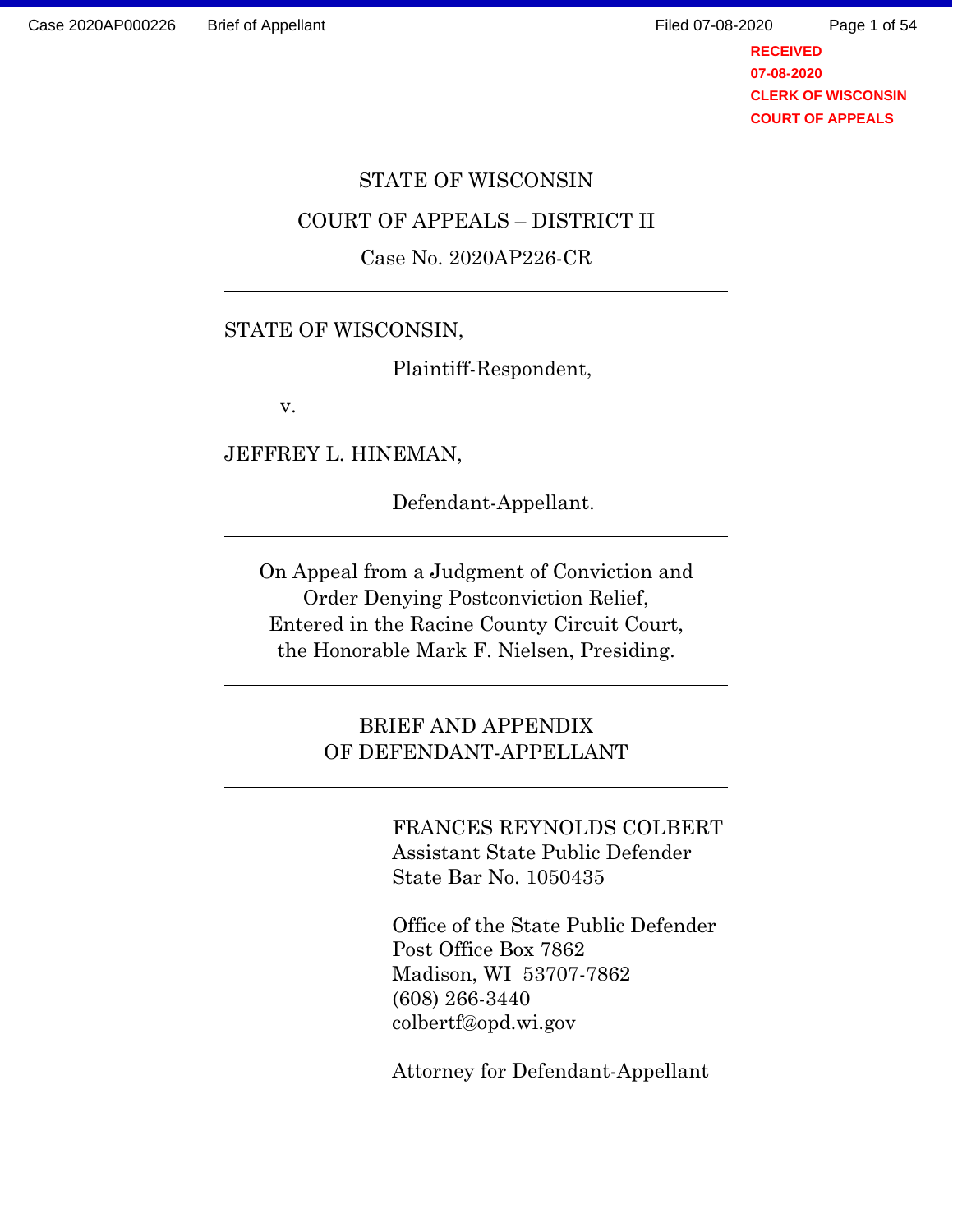RECEIVED
07-08-2020
CLERK OF WISCONSIN
COURT OF APPEALS

STATE OF WISCONSIN

COURT OF APPEALS – DISTRICT II

Case No. 2020AP226-CR

---

STATE OF WISCONSIN,

Plaintiff-Respondent,

v.

JEFFREY L. HINEMAN,

Defendant-Appellant.

---

On Appeal from a Judgment of Conviction and Order Denying Postconviction Relief, Entered in the Racine County Circuit Court, the Honorable Mark F. Nielsen, Presiding.

---

BRIEF AND APPENDIX
OF DEFENDANT-APPELLANT

---

FRANCES REYNOLDS COLBERT
Assistant State Public Defender
State Bar No. 1050435

Office of the State Public Defender
Post Office Box 7862
Madison, WI 53707-7862
(608) 266-3440
colbertf@opd.wi.gov

Attorney for Defendant-Appellant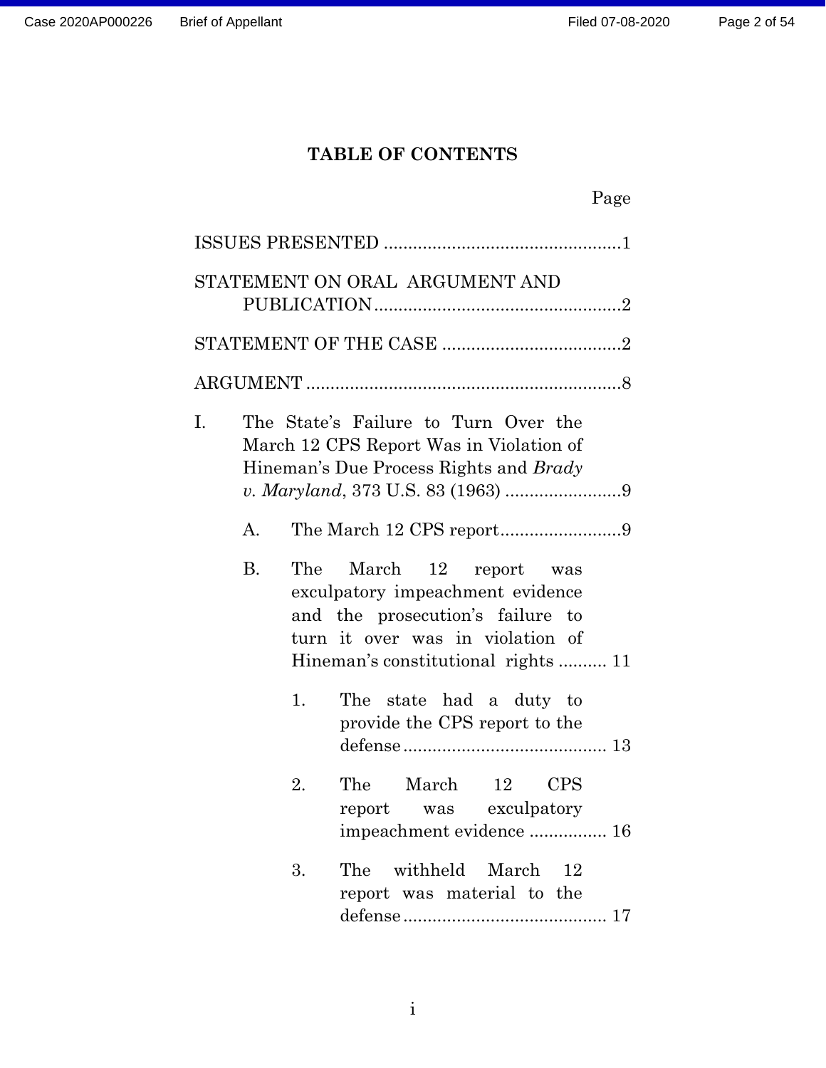# TABLE OF CONTENTS

Page

ISSUES PRESENTED .................................................1

STATEMENT ON ORAL ARGUMENT AND PUBLICATION...................................................2

STATEMENT OF THE CASE .....................................2

ARGUMENT .................................................................8

I. The State's Failure to Turn Over the March 12 CPS Report Was in Violation of Hineman's Due Process Rights and *Brady v. Maryland*, 373 U.S. 83 (1963) ........................9

   A. The March 12 CPS report.........................9

   B. The March 12 report was exculpatory impeachment evidence and the prosecution's failure to turn it over was in violation of Hineman's constitutional rights .......... 11

      1. The state had a duty to provide the CPS report to the defense.......................................... 13

      2. The March 12 CPS report was exculpatory impeachment evidence ................ 16

      3. The withheld March 12 report was material to the defense.......................................... 17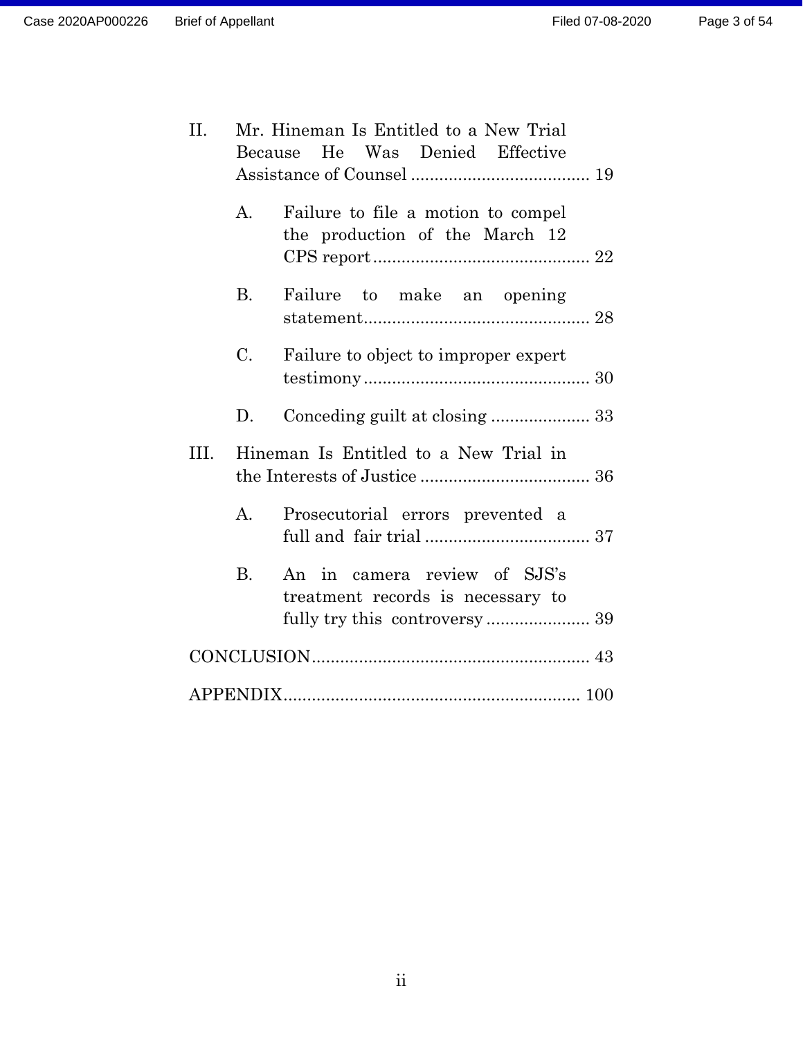II. Mr. Hineman Is Entitled to a New Trial Because He Was Denied Effective Assistance of Counsel ...................................... 19

  A. Failure to file a motion to compel the production of the March 12 CPS report .............................................. 22

  B. Failure to make an opening statement................................................ 28

  C. Failure to object to improper expert testimony ................................................ 30

  D. Conceding guilt at closing ..................... 33

III. Hineman Is Entitled to a New Trial in the Interests of Justice .................................... 36

  A. Prosecutorial errors prevented a full and fair trial ................................... 37

  B. An in camera review of SJS's treatment records is necessary to fully try this controversy ...................... 39

CONCLUSION........................................................... 43

APPENDIX............................................................... 100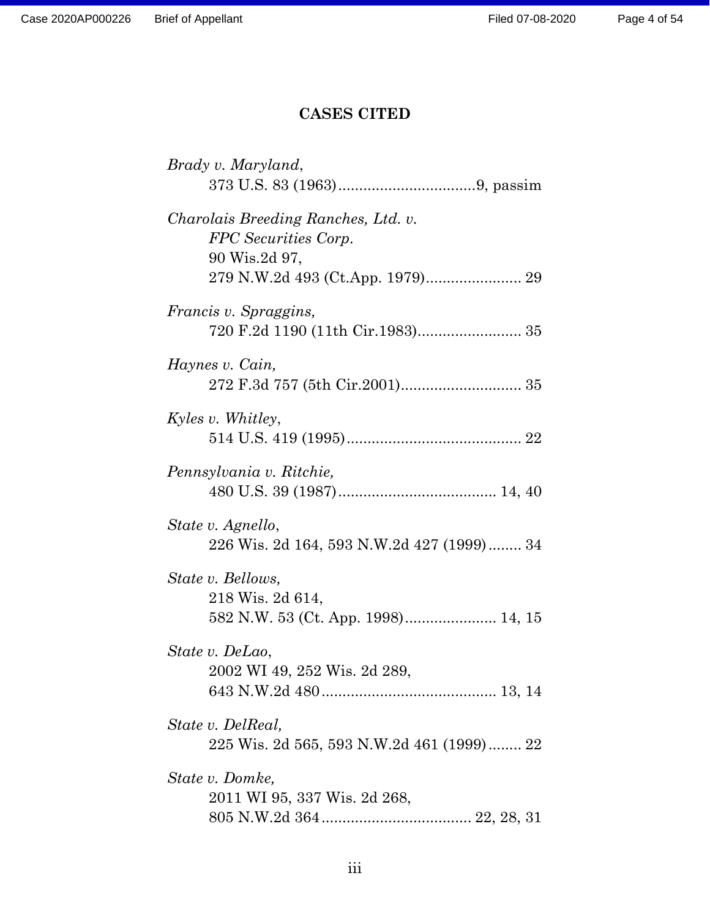## CASES CITED

*Brady v. Maryland*,
373 U.S. 83 (1963).................................9, passim

*Charolais Breeding Ranches, Ltd. v. FPC Securities Corp*.
90 Wis.2d 97,
279 N.W.2d 493 (Ct.App. 1979)....................... 29

*Francis v. Spraggins,*
720 F.2d 1190 (11th Cir.1983)......................... 35

*Haynes v. Cain,*
272 F.3d 757 (5th Cir.2001)............................. 35

*Kyles v. Whitley*,
514 U.S. 419 (1995).......................................... 22

*Pennsylvania v. Ritchie,*
480 U.S. 39 (1987)...................................... 14, 40

*State v. Agnello*,
226 Wis. 2d 164, 593 N.W.2d 427 (1999)........ 34

*State v. Bellows,*
218 Wis. 2d 614,
582 N.W. 53 (Ct. App. 1998)...................... 14, 15

*State v. DeLao*,
2002 WI 49, 252 Wis. 2d 289,
643 N.W.2d 480.......................................... 13, 14

*State v. DelReal,*
225 Wis. 2d 565, 593 N.W.2d 461 (1999)........ 22

*State v. Domke,*
2011 WI 95, 337 Wis. 2d 268,
805 N.W.2d 364.................................... 22, 28, 31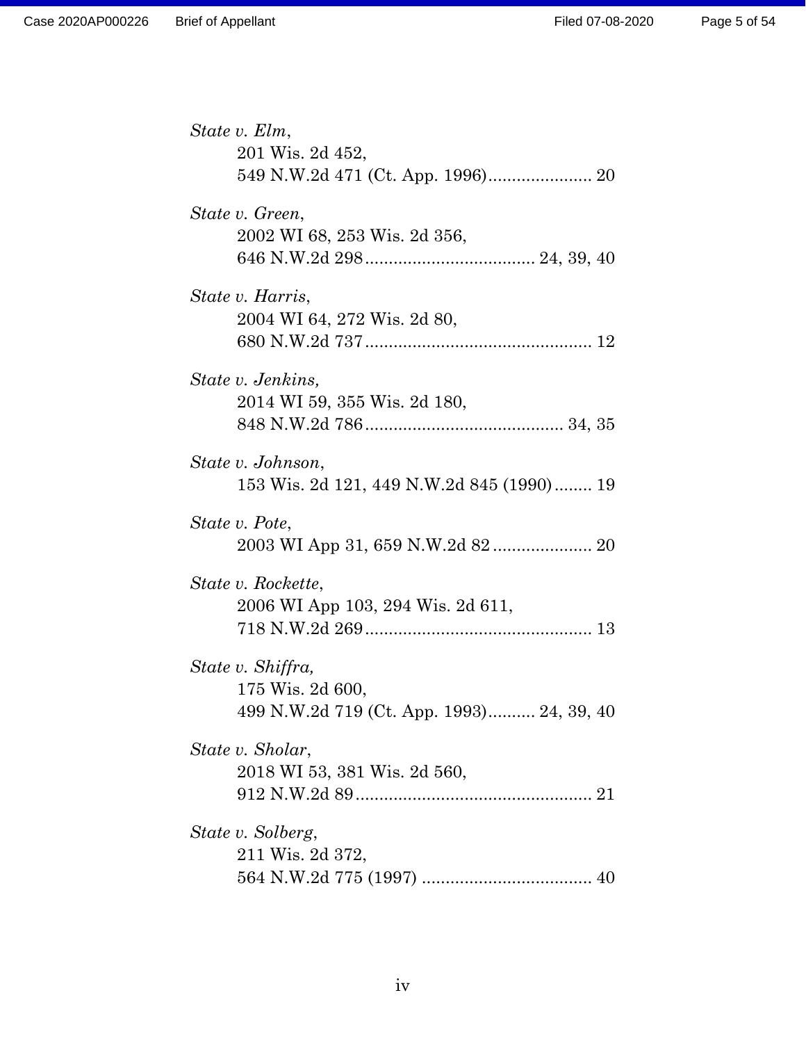*State v. Elm*,
201 Wis. 2d 452,
549 N.W.2d 471 (Ct. App. 1996)...................... 20

*State v. Green*,
2002 WI 68, 253 Wis. 2d 356,
646 N.W.2d 298.................................... 24, 39, 40

*State v. Harris*,
2004 WI 64, 272 Wis. 2d 80,
680 N.W.2d 737................................................ 12

*State v. Jenkins,*
2014 WI 59, 355 Wis. 2d 180,
848 N.W.2d 786.......................................... 34, 35

*State v. Johnson*,
153 Wis. 2d 121, 449 N.W.2d 845 (1990)........ 19

*State v. Pote*,
2003 WI App 31, 659 N.W.2d 82..................... 20

*State v. Rockette*,
2006 WI App 103, 294 Wis. 2d 611,
718 N.W.2d 269................................................ 13

*State v. Shiffra,*
175 Wis. 2d 600,
499 N.W.2d 719 (Ct. App. 1993).......... 24, 39, 40

*State v. Sholar*,
2018 WI 53, 381 Wis. 2d 560,
912 N.W.2d 89.................................................. 21

*State v. Solberg*,
211 Wis. 2d 372,
564 N.W.2d 775 (1997) .................................... 40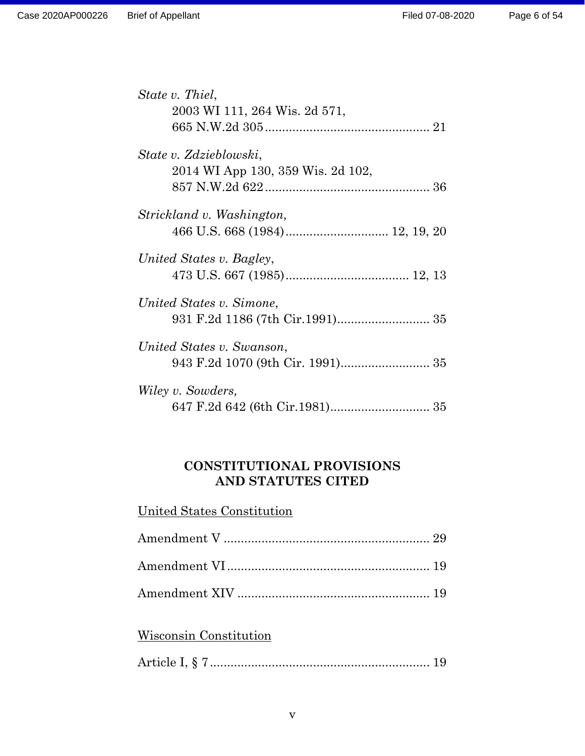*State v. Thiel*,
2003 WI 111, 264 Wis. 2d 571,
665 N.W.2d 305 ................................................ 21

*State v. Zdzieblowski*,
2014 WI App 130, 359 Wis. 2d 102,
857 N.W.2d 622 ................................................ 36

*Strickland v. Washington,*
466 U.S. 668 (1984) .............................. 12, 19, 20

*United States v. Bagley*,
473 U.S. 667 (1985) .................................... 12, 13

*United States v. Simone*,
931 F.2d 1186 (7th Cir.1991) ........................... 35

*United States v. Swanson*,
943 F.2d 1070 (9th Cir. 1991) .......................... 35

*Wiley v. Sowders,*
647 F.2d 642 (6th Cir.1981) ............................. 35

## CONSTITUTIONAL PROVISIONS AND STATUTES CITED

United States Constitution

Amendment V ............................................................ 29

Amendment VI ........................................................... 19

Amendment XIV ........................................................ 19

Wisconsin Constitution

Article I, § 7 ................................................................ 19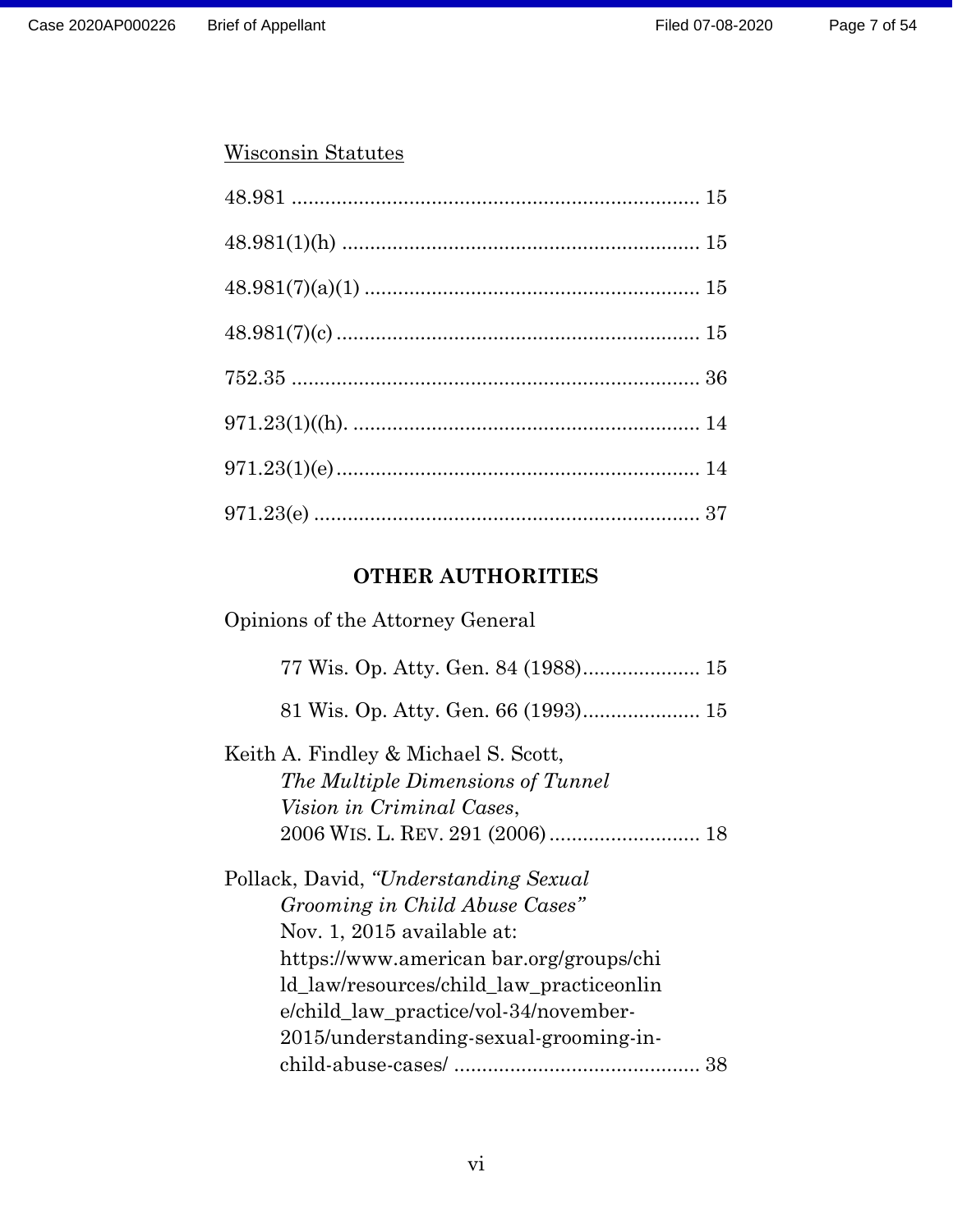Wisconsin Statutes

48.981 ........................................................................ 15

48.981(1)(h) ............................................................... 15

48.981(7)(a)(1) ........................................................... 15

48.981(7)(c) ................................................................ 15

752.35 ........................................................................ 36

971.23(1)((h). ............................................................. 14

971.23(1)(e) ................................................................ 14

971.23(e) .................................................................... 37

**OTHER AUTHORITIES**

Opinions of the Attorney General

77 Wis. Op. Atty. Gen. 84 (1988)..................... 15

81 Wis. Op. Atty. Gen. 66 (1993)..................... 15

Keith A. Findley & Michael S. Scott, *The Multiple Dimensions of Tunnel Vision in Criminal Cases*, 2006 WIS. L. REV. 291 (2006) ........................... 18

Pollack, David, *"Understanding Sexual Grooming in Child Abuse Cases"* Nov. 1, 2015 available at: https://www.american bar.org/groups/child_law/resources/child_law_practiceonline/child_law_practice/vol-34/november-2015/understanding-sexual-grooming-in-child-abuse-cases/ ............................................ 38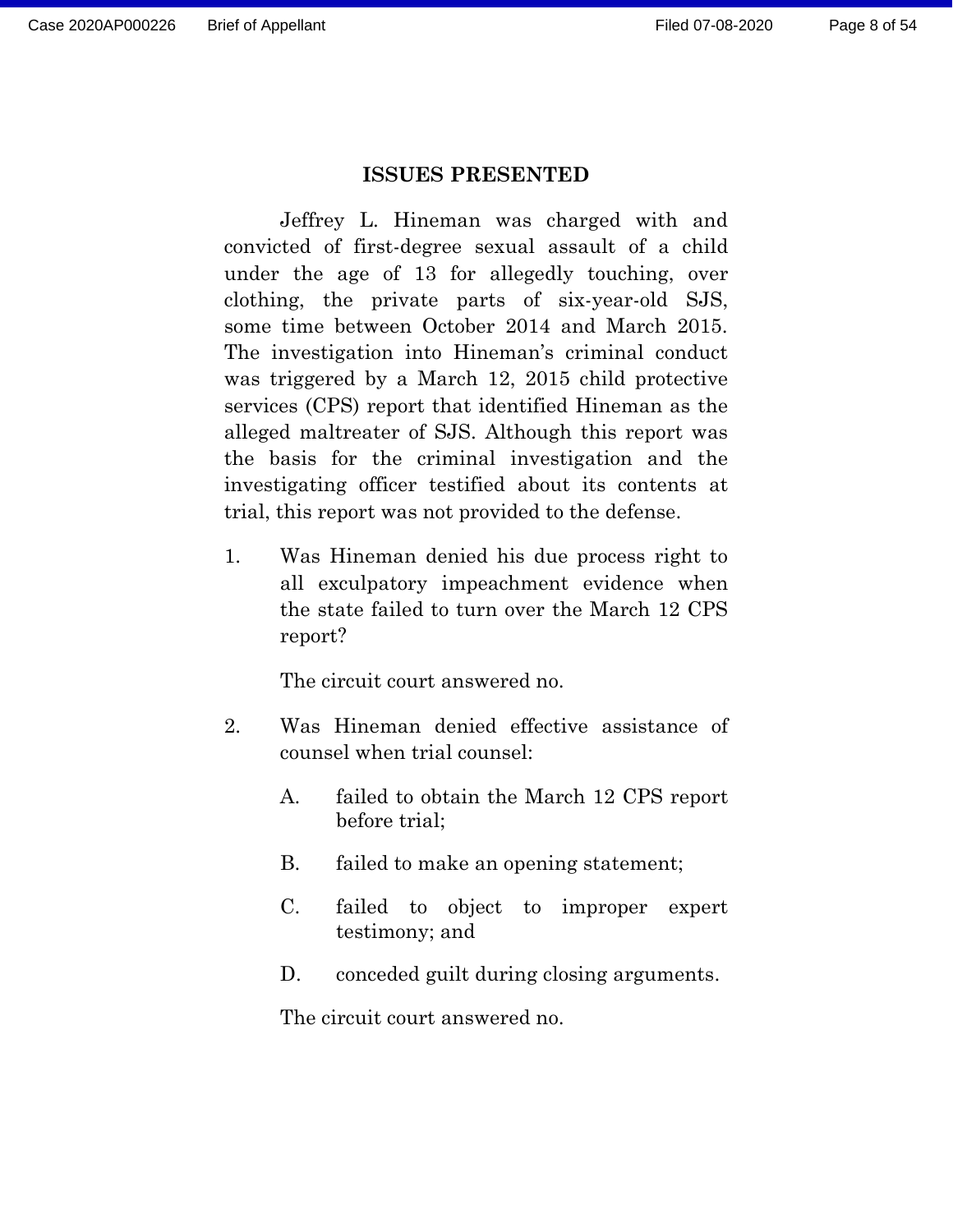## ISSUES PRESENTED

Jeffrey L. Hineman was charged with and convicted of first-degree sexual assault of a child under the age of 13 for allegedly touching, over clothing, the private parts of six-year-old SJS, some time between October 2014 and March 2015. The investigation into Hineman's criminal conduct was triggered by a March 12, 2015 child protective services (CPS) report that identified Hineman as the alleged maltreater of SJS. Although this report was the basis for the criminal investigation and the investigating officer testified about its contents at trial, this report was not provided to the defense.

1. Was Hineman denied his due process right to all exculpatory impeachment evidence when the state failed to turn over the March 12 CPS report?

   The circuit court answered no.

2. Was Hineman denied effective assistance of counsel when trial counsel:

   A. failed to obtain the March 12 CPS report before trial;

   B. failed to make an opening statement;

   C. failed to object to improper expert testimony; and

   D. conceded guilt during closing arguments.

   The circuit court answered no.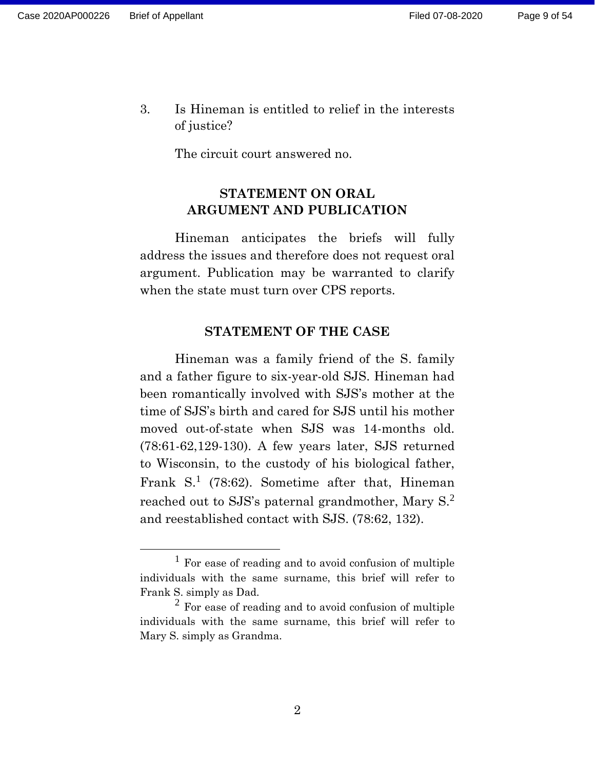3. Is Hineman is entitled to relief in the interests of justice?

   The circuit court answered no.

## STATEMENT ON ORAL ARGUMENT AND PUBLICATION

Hineman anticipates the briefs will fully address the issues and therefore does not request oral argument. Publication may be warranted to clarify when the state must turn over CPS reports.

## STATEMENT OF THE CASE

Hineman was a family friend of the S. family and a father figure to six-year-old SJS. Hineman had been romantically involved with SJS's mother at the time of SJS's birth and cared for SJS until his mother moved out-of-state when SJS was 14-months old. (78:61-62,129-130). A few years later, SJS returned to Wisconsin, to the custody of his biological father, Frank S.[1] (78:62). Sometime after that, Hineman reached out to SJS's paternal grandmother, Mary S.[2] and reestablished contact with SJS. (78:62, 132).

[1] For ease of reading and to avoid confusion of multiple individuals with the same surname, this brief will refer to Frank S. simply as Dad.

[2] For ease of reading and to avoid confusion of multiple individuals with the same surname, this brief will refer to Mary S. simply as Grandma.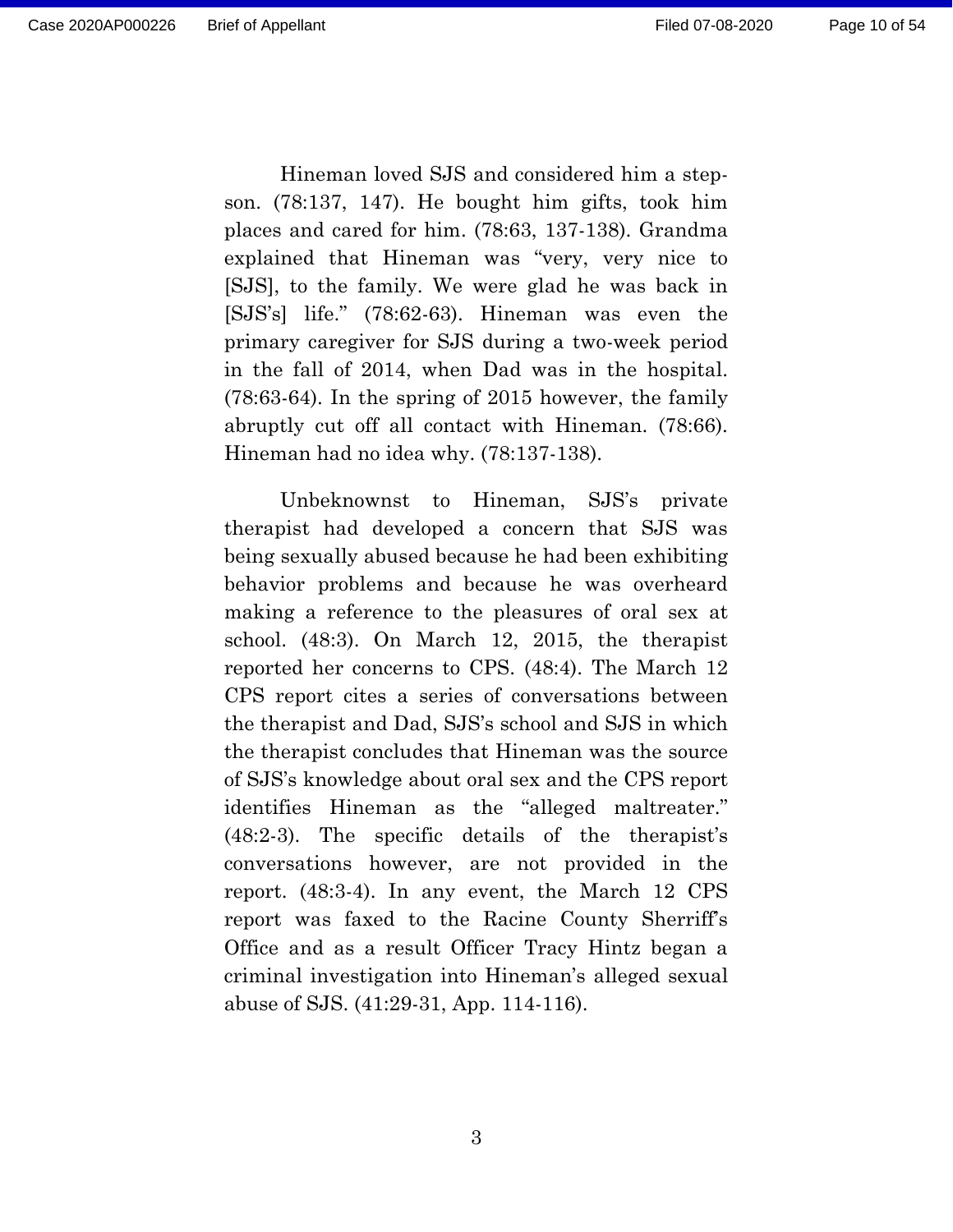Hineman loved SJS and considered him a step-son. (78:137, 147). He bought him gifts, took him places and cared for him. (78:63, 137-138). Grandma explained that Hineman was "very, very nice to [SJS], to the family. We were glad he was back in [SJS's] life." (78:62-63). Hineman was even the primary caregiver for SJS during a two-week period in the fall of 2014, when Dad was in the hospital. (78:63-64). In the spring of 2015 however, the family abruptly cut off all contact with Hineman. (78:66). Hineman had no idea why. (78:137-138).

Unbeknownst to Hineman, SJS's private therapist had developed a concern that SJS was being sexually abused because he had been exhibiting behavior problems and because he was overheard making a reference to the pleasures of oral sex at school. (48:3). On March 12, 2015, the therapist reported her concerns to CPS. (48:4). The March 12 CPS report cites a series of conversations between the therapist and Dad, SJS's school and SJS in which the therapist concludes that Hineman was the source of SJS's knowledge about oral sex and the CPS report identifies Hineman as the "alleged maltreater." (48:2-3). The specific details of the therapist's conversations however, are not provided in the report. (48:3-4). In any event, the March 12 CPS report was faxed to the Racine County Sherriff's Office and as a result Officer Tracy Hintz began a criminal investigation into Hineman's alleged sexual abuse of SJS. (41:29-31, App. 114-116).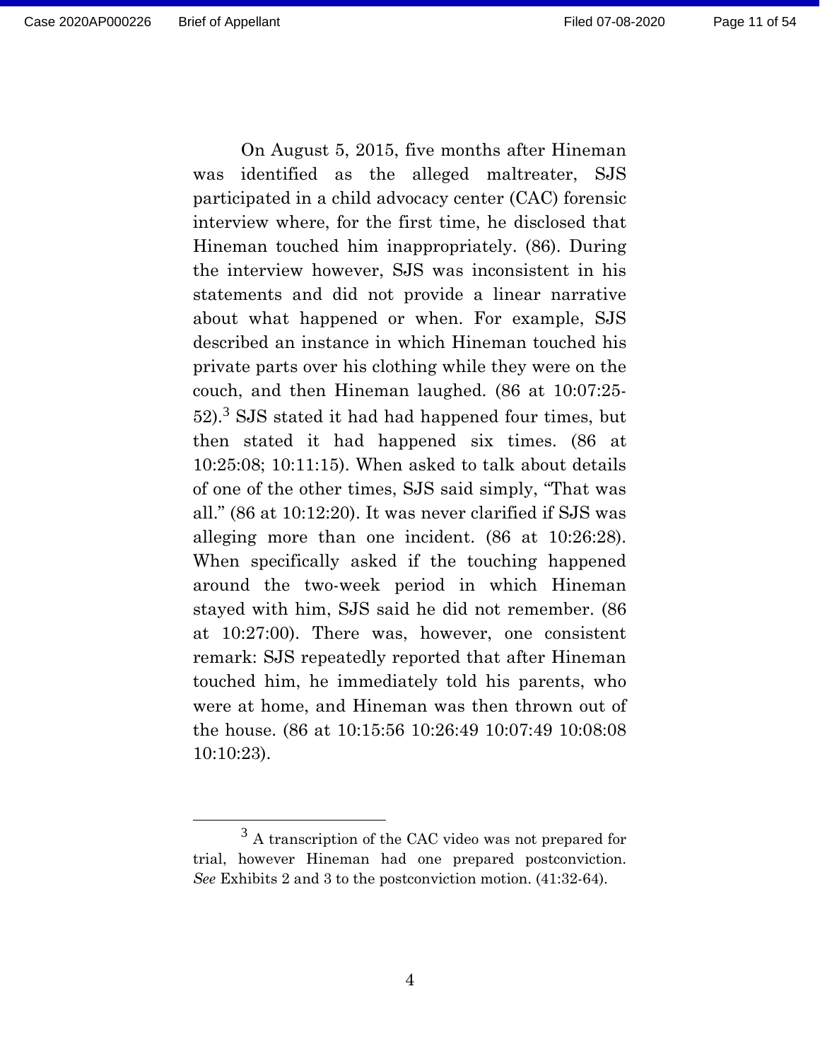On August 5, 2015, five months after Hineman was identified as the alleged maltreater, SJS participated in a child advocacy center (CAC) forensic interview where, for the first time, he disclosed that Hineman touched him inappropriately. (86). During the interview however, SJS was inconsistent in his statements and did not provide a linear narrative about what happened or when. For example, SJS described an instance in which Hineman touched his private parts over his clothing while they were on the couch, and then Hineman laughed. (86 at 10:07:25-52).[3] SJS stated it had had happened four times, but then stated it had happened six times. (86 at 10:25:08; 10:11:15). When asked to talk about details of one of the other times, SJS said simply, "That was all." (86 at 10:12:20). It was never clarified if SJS was alleging more than one incident. (86 at 10:26:28). When specifically asked if the touching happened around the two-week period in which Hineman stayed with him, SJS said he did not remember. (86 at 10:27:00). There was, however, one consistent remark: SJS repeatedly reported that after Hineman touched him, he immediately told his parents, who were at home, and Hineman was then thrown out of the house. (86 at 10:15:56 10:26:49 10:07:49 10:08:08 10:10:23).

---

[3] A transcription of the CAC video was not prepared for trial, however Hineman had one prepared postconviction. *See* Exhibits 2 and 3 to the postconviction motion. (41:32-64).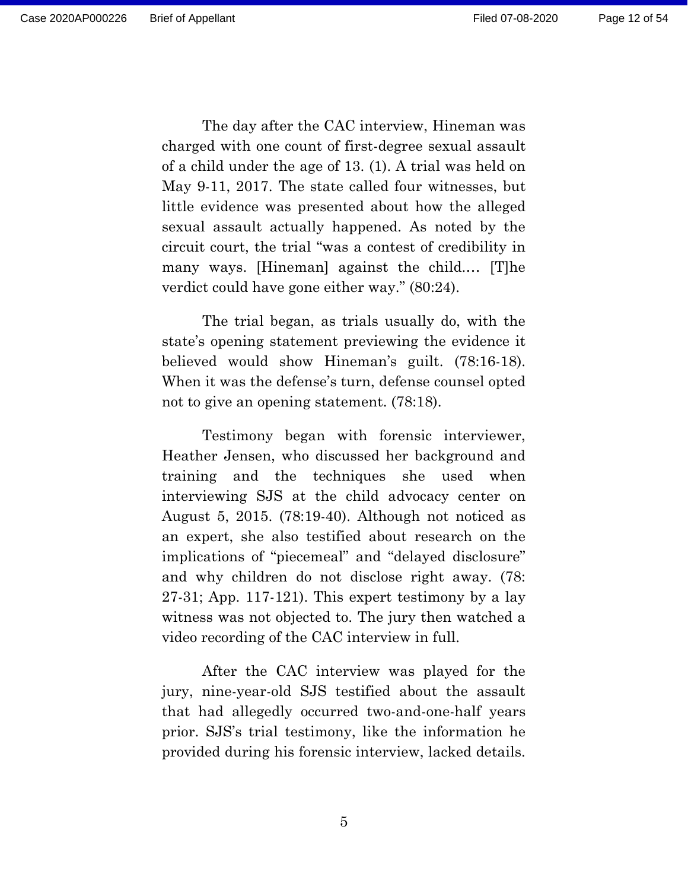The day after the CAC interview, Hineman was charged with one count of first-degree sexual assault of a child under the age of 13. (1). A trial was held on May 9-11, 2017. The state called four witnesses, but little evidence was presented about how the alleged sexual assault actually happened. As noted by the circuit court, the trial "was a contest of credibility in many ways. [Hineman] against the child.… [T]he verdict could have gone either way." (80:24).

The trial began, as trials usually do, with the state's opening statement previewing the evidence it believed would show Hineman's guilt. (78:16-18). When it was the defense's turn, defense counsel opted not to give an opening statement. (78:18).

Testimony began with forensic interviewer, Heather Jensen, who discussed her background and training and the techniques she used when interviewing SJS at the child advocacy center on August 5, 2015. (78:19-40). Although not noticed as an expert, she also testified about research on the implications of "piecemeal" and "delayed disclosure" and why children do not disclose right away. (78: 27-31; App. 117-121). This expert testimony by a lay witness was not objected to. The jury then watched a video recording of the CAC interview in full.

After the CAC interview was played for the jury, nine-year-old SJS testified about the assault that had allegedly occurred two-and-one-half years prior. SJS's trial testimony, like the information he provided during his forensic interview, lacked details.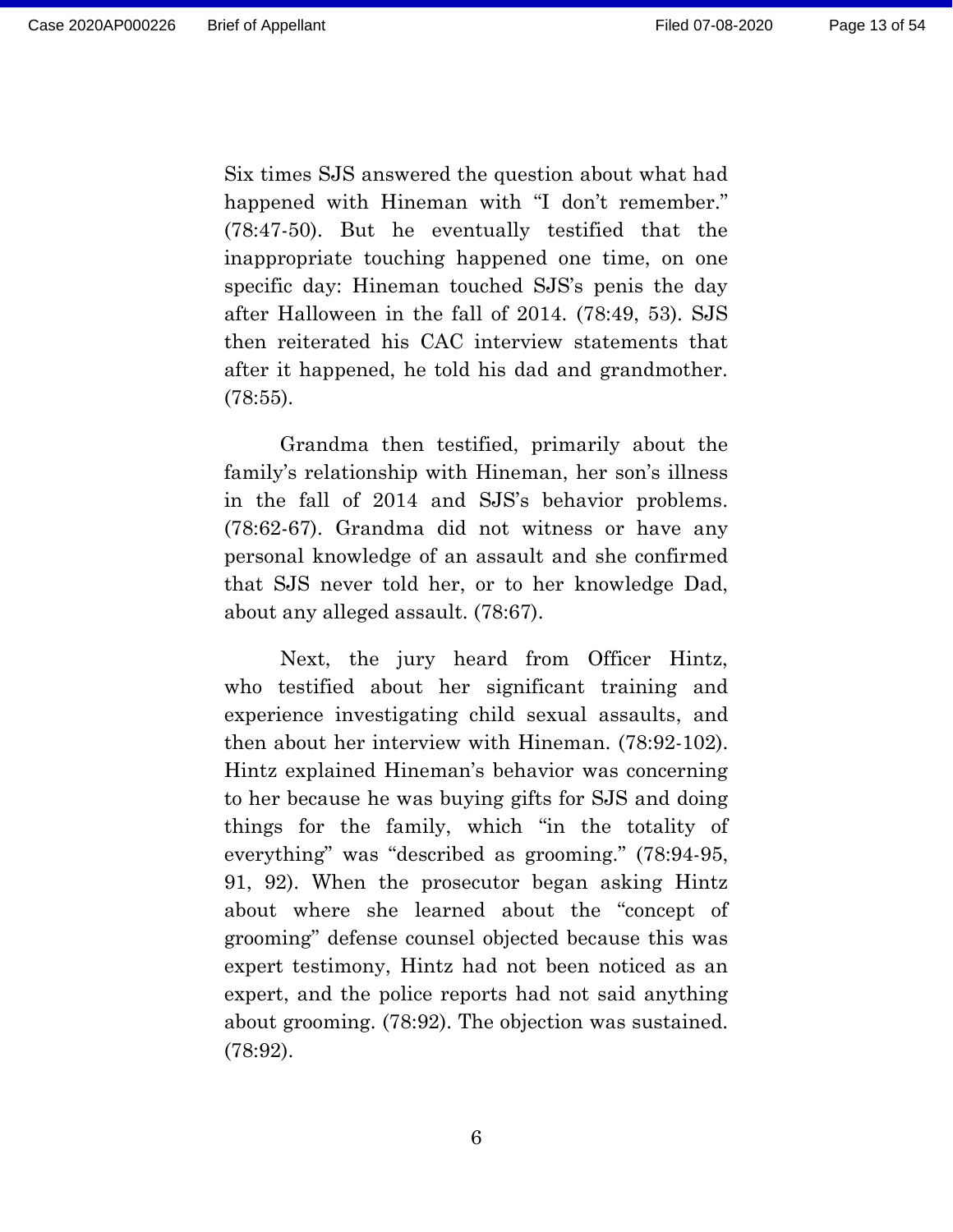Six times SJS answered the question about what had happened with Hineman with "I don't remember." (78:47-50). But he eventually testified that the inappropriate touching happened one time, on one specific day: Hineman touched SJS's penis the day after Halloween in the fall of 2014. (78:49, 53). SJS then reiterated his CAC interview statements that after it happened, he told his dad and grandmother. (78:55).

Grandma then testified, primarily about the family's relationship with Hineman, her son's illness in the fall of 2014 and SJS's behavior problems. (78:62-67). Grandma did not witness or have any personal knowledge of an assault and she confirmed that SJS never told her, or to her knowledge Dad, about any alleged assault. (78:67).

Next, the jury heard from Officer Hintz, who testified about her significant training and experience investigating child sexual assaults, and then about her interview with Hineman. (78:92-102). Hintz explained Hineman's behavior was concerning to her because he was buying gifts for SJS and doing things for the family, which "in the totality of everything" was "described as grooming." (78:94-95, 91, 92). When the prosecutor began asking Hintz about where she learned about the "concept of grooming" defense counsel objected because this was expert testimony, Hintz had not been noticed as an expert, and the police reports had not said anything about grooming. (78:92). The objection was sustained. (78:92).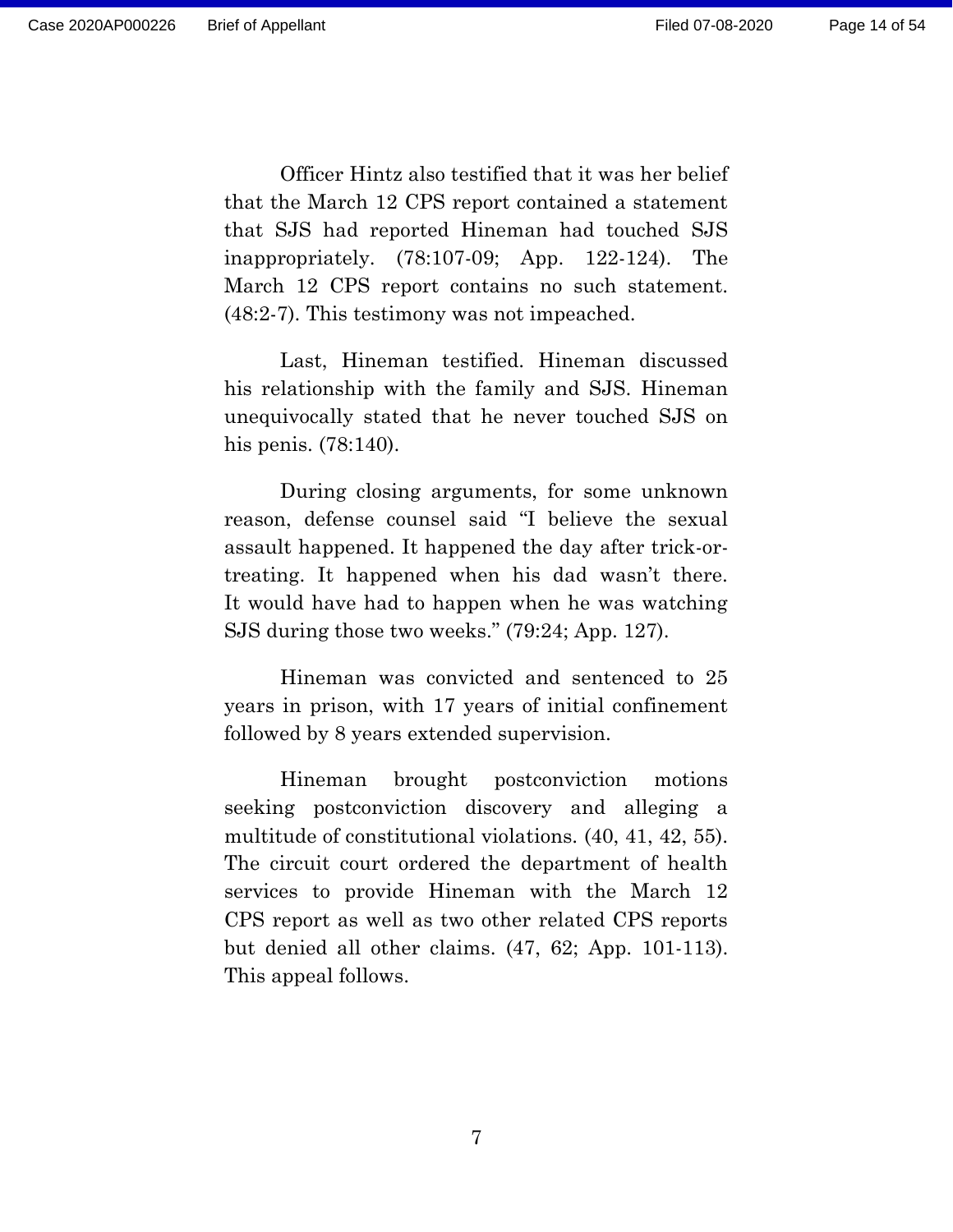Officer Hintz also testified that it was her belief that the March 12 CPS report contained a statement that SJS had reported Hineman had touched SJS inappropriately. (78:107-09; App. 122-124). The March 12 CPS report contains no such statement. (48:2-7). This testimony was not impeached.

Last, Hineman testified. Hineman discussed his relationship with the family and SJS. Hineman unequivocally stated that he never touched SJS on his penis. (78:140).

During closing arguments, for some unknown reason, defense counsel said "I believe the sexual assault happened. It happened the day after trick-or-treating. It happened when his dad wasn't there. It would have had to happen when he was watching SJS during those two weeks." (79:24; App. 127).

Hineman was convicted and sentenced to 25 years in prison, with 17 years of initial confinement followed by 8 years extended supervision.

Hineman brought postconviction motions seeking postconviction discovery and alleging a multitude of constitutional violations. (40, 41, 42, 55). The circuit court ordered the department of health services to provide Hineman with the March 12 CPS report as well as two other related CPS reports but denied all other claims. (47, 62; App. 101-113). This appeal follows.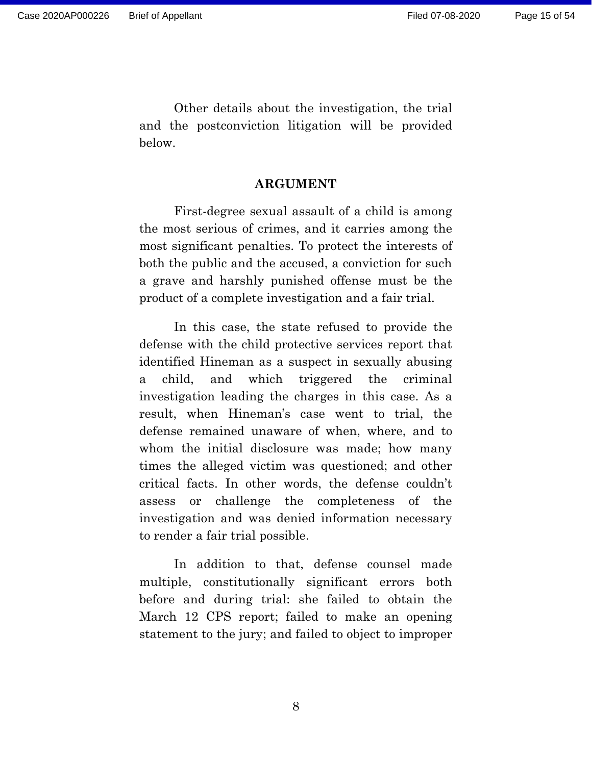Other details about the investigation, the trial and the postconviction litigation will be provided below.

## ARGUMENT

First-degree sexual assault of a child is among the most serious of crimes, and it carries among the most significant penalties. To protect the interests of both the public and the accused, a conviction for such a grave and harshly punished offense must be the product of a complete investigation and a fair trial.

In this case, the state refused to provide the defense with the child protective services report that identified Hineman as a suspect in sexually abusing a child, and which triggered the criminal investigation leading the charges in this case. As a result, when Hineman's case went to trial, the defense remained unaware of when, where, and to whom the initial disclosure was made; how many times the alleged victim was questioned; and other critical facts. In other words, the defense couldn't assess or challenge the completeness of the investigation and was denied information necessary to render a fair trial possible.

In addition to that, defense counsel made multiple, constitutionally significant errors both before and during trial: she failed to obtain the March 12 CPS report; failed to make an opening statement to the jury; and failed to object to improper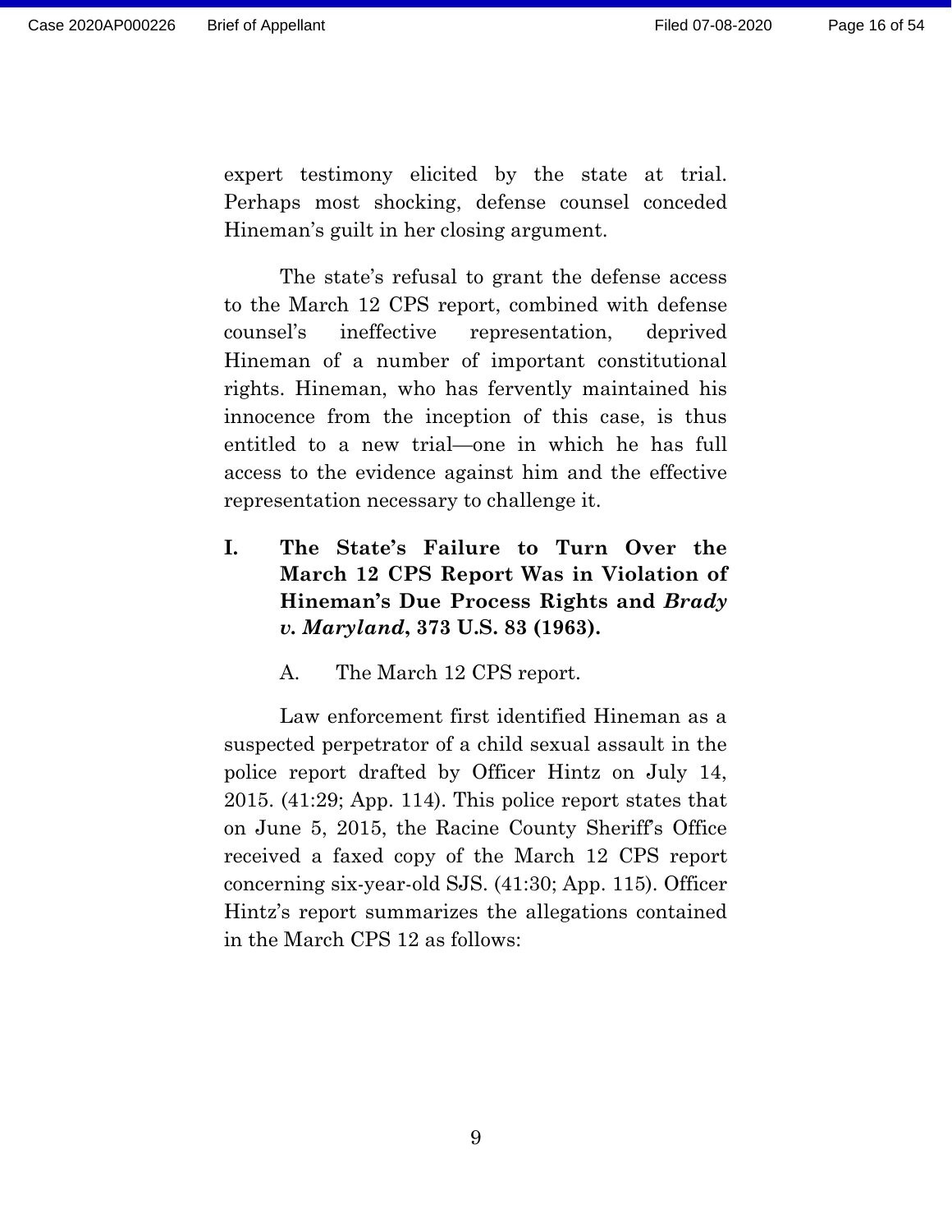expert testimony elicited by the state at trial. Perhaps most shocking, defense counsel conceded Hineman's guilt in her closing argument.

The state's refusal to grant the defense access to the March 12 CPS report, combined with defense counsel's ineffective representation, deprived Hineman of a number of important constitutional rights. Hineman, who has fervently maintained his innocence from the inception of this case, is thus entitled to a new trial—one in which he has full access to the evidence against him and the effective representation necessary to challenge it.

## I. The State's Failure to Turn Over the March 12 CPS Report Was in Violation of Hineman's Due Process Rights and *Brady v. Maryland*, 373 U.S. 83 (1963).

### A. The March 12 CPS report.

Law enforcement first identified Hineman as a suspected perpetrator of a child sexual assault in the police report drafted by Officer Hintz on July 14, 2015. (41:29; App. 114). This police report states that on June 5, 2015, the Racine County Sheriff's Office received a faxed copy of the March 12 CPS report concerning six-year-old SJS. (41:30; App. 115). Officer Hintz's report summarizes the allegations contained in the March CPS 12 as follows: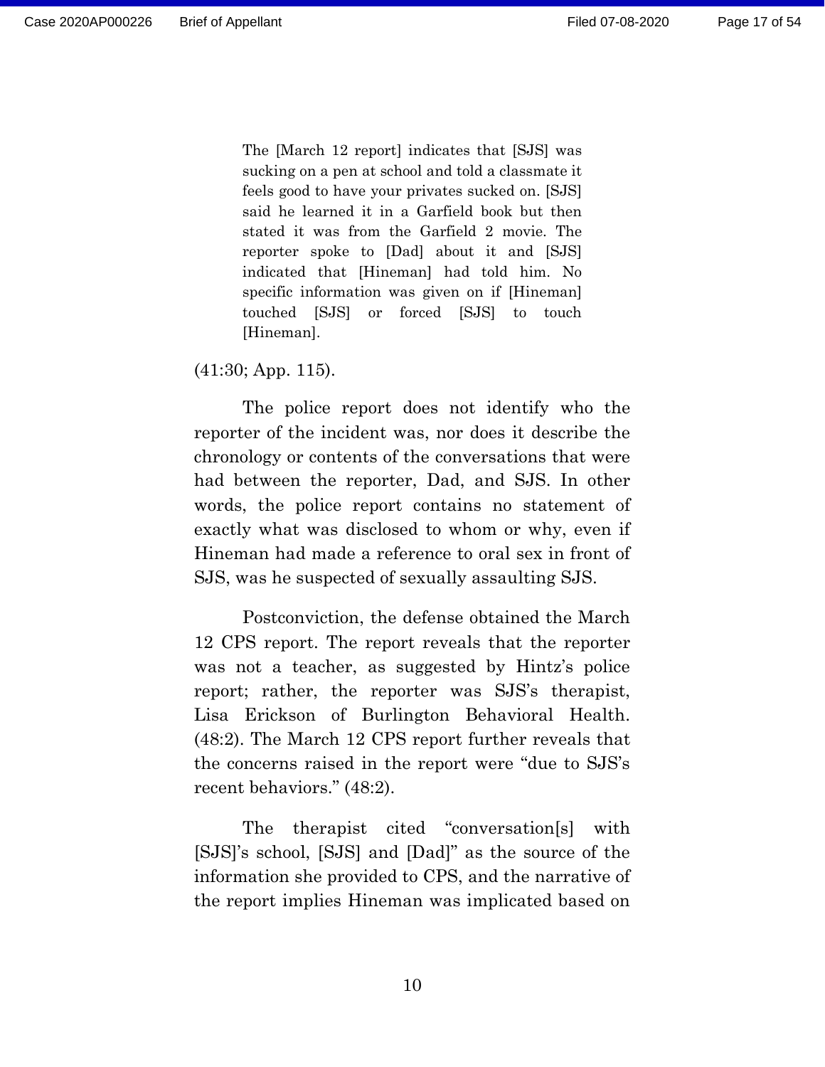> The [March 12 report] indicates that [SJS] was sucking on a pen at school and told a classmate it feels good to have your privates sucked on. [SJS] said he learned it in a Garfield book but then stated it was from the Garfield 2 movie. The reporter spoke to [Dad] about it and [SJS] indicated that [Hineman] had told him. No specific information was given on if [Hineman] touched [SJS] or forced [SJS] to touch [Hineman].

(41:30; App. 115).

The police report does not identify who the reporter of the incident was, nor does it describe the chronology or contents of the conversations that were had between the reporter, Dad, and SJS. In other words, the police report contains no statement of exactly what was disclosed to whom or why, even if Hineman had made a reference to oral sex in front of SJS, was he suspected of sexually assaulting SJS.

Postconviction, the defense obtained the March 12 CPS report. The report reveals that the reporter was not a teacher, as suggested by Hintz's police report; rather, the reporter was SJS's therapist, Lisa Erickson of Burlington Behavioral Health. (48:2). The March 12 CPS report further reveals that the concerns raised in the report were "due to SJS's recent behaviors." (48:2).

The therapist cited "conversation[s] with [SJS]'s school, [SJS] and [Dad]" as the source of the information she provided to CPS, and the narrative of the report implies Hineman was implicated based on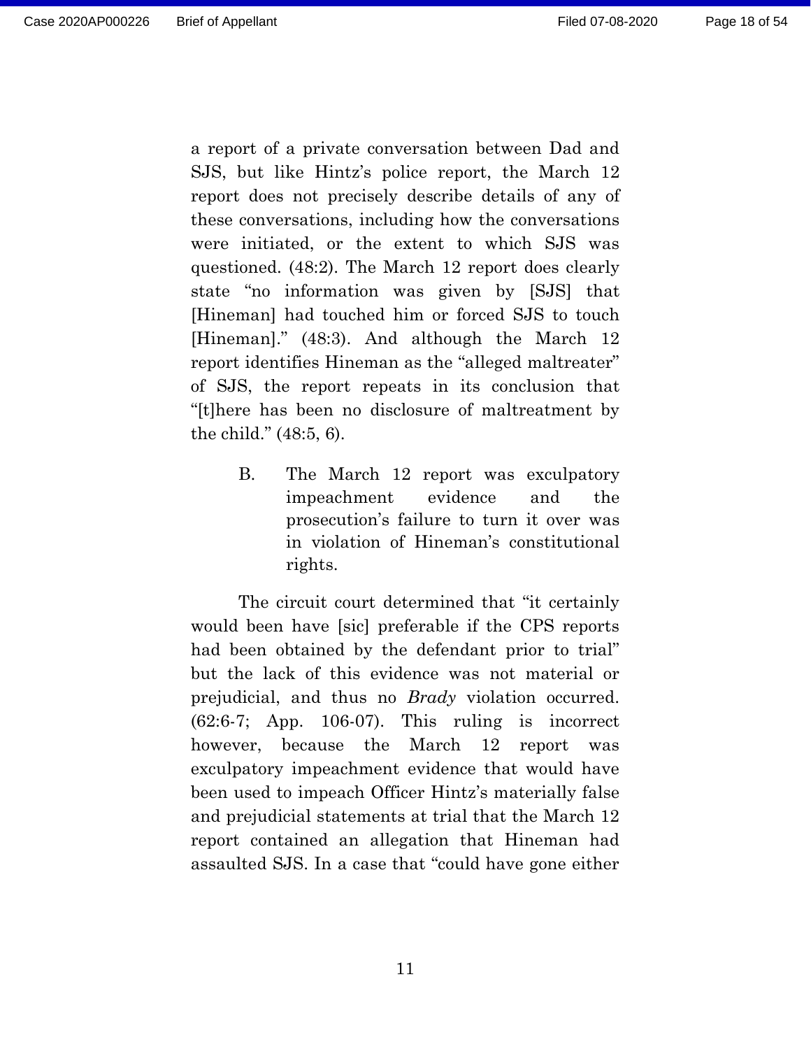a report of a private conversation between Dad and SJS, but like Hintz's police report, the March 12 report does not precisely describe details of any of these conversations, including how the conversations were initiated, or the extent to which SJS was questioned. (48:2). The March 12 report does clearly state "no information was given by [SJS] that [Hineman] had touched him or forced SJS to touch [Hineman]." (48:3). And although the March 12 report identifies Hineman as the "alleged maltreater" of SJS, the report repeats in its conclusion that "[t]here has been no disclosure of maltreatment by the child." (48:5, 6).

### B. The March 12 report was exculpatory impeachment evidence and the prosecution's failure to turn it over was in violation of Hineman's constitutional rights.

The circuit court determined that "it certainly would been have [sic] preferable if the CPS reports had been obtained by the defendant prior to trial" but the lack of this evidence was not material or prejudicial, and thus no *Brady* violation occurred. (62:6-7; App. 106-07). This ruling is incorrect however, because the March 12 report was exculpatory impeachment evidence that would have been used to impeach Officer Hintz's materially false and prejudicial statements at trial that the March 12 report contained an allegation that Hineman had assaulted SJS. In a case that "could have gone either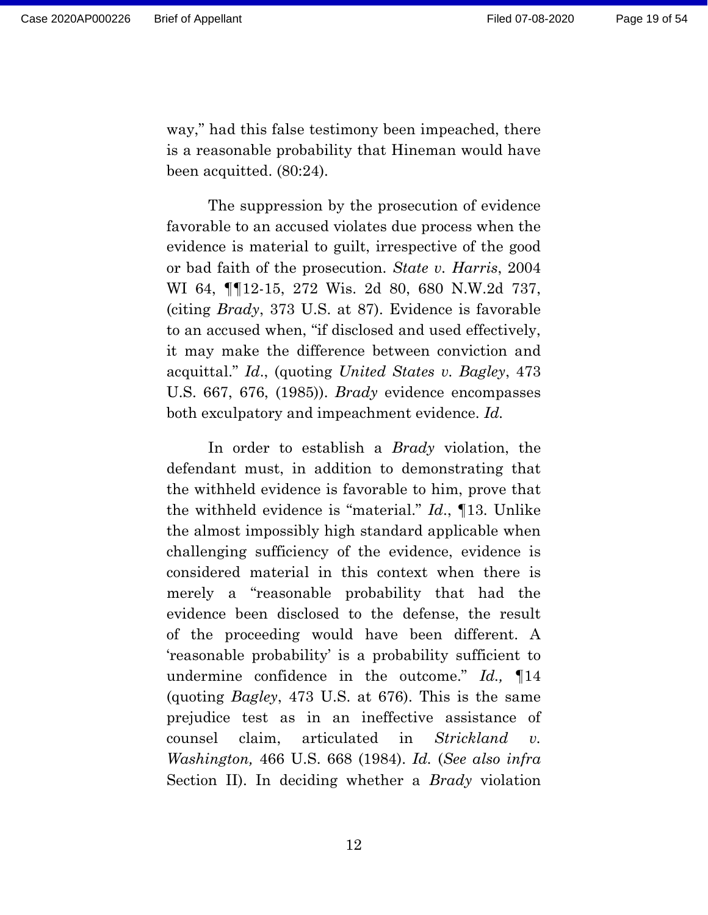way," had this false testimony been impeached, there is a reasonable probability that Hineman would have been acquitted. (80:24).

The suppression by the prosecution of evidence favorable to an accused violates due process when the evidence is material to guilt, irrespective of the good or bad faith of the prosecution. *State v. Harris*, 2004 WI 64, ¶¶12-15, 272 Wis. 2d 80, 680 N.W.2d 737, (citing *Brady*, 373 U.S. at 87). Evidence is favorable to an accused when, "if disclosed and used effectively, it may make the difference between conviction and acquittal." *Id.*, (quoting *United States v. Bagley*, 473 U.S. 667, 676, (1985)). *Brady* evidence encompasses both exculpatory and impeachment evidence. *Id.*

In order to establish a *Brady* violation, the defendant must, in addition to demonstrating that the withheld evidence is favorable to him, prove that the withheld evidence is "material." *Id.*, ¶13. Unlike the almost impossibly high standard applicable when challenging sufficiency of the evidence, evidence is considered material in this context when there is merely a "reasonable probability that had the evidence been disclosed to the defense, the result of the proceeding would have been different. A 'reasonable probability' is a probability sufficient to undermine confidence in the outcome." *Id.,* ¶14 (quoting *Bagley*, 473 U.S. at 676). This is the same prejudice test as in an ineffective assistance of counsel claim, articulated in *Strickland v. Washington,* 466 U.S. 668 (1984). *Id.* (*See also infra* Section II). In deciding whether a *Brady* violation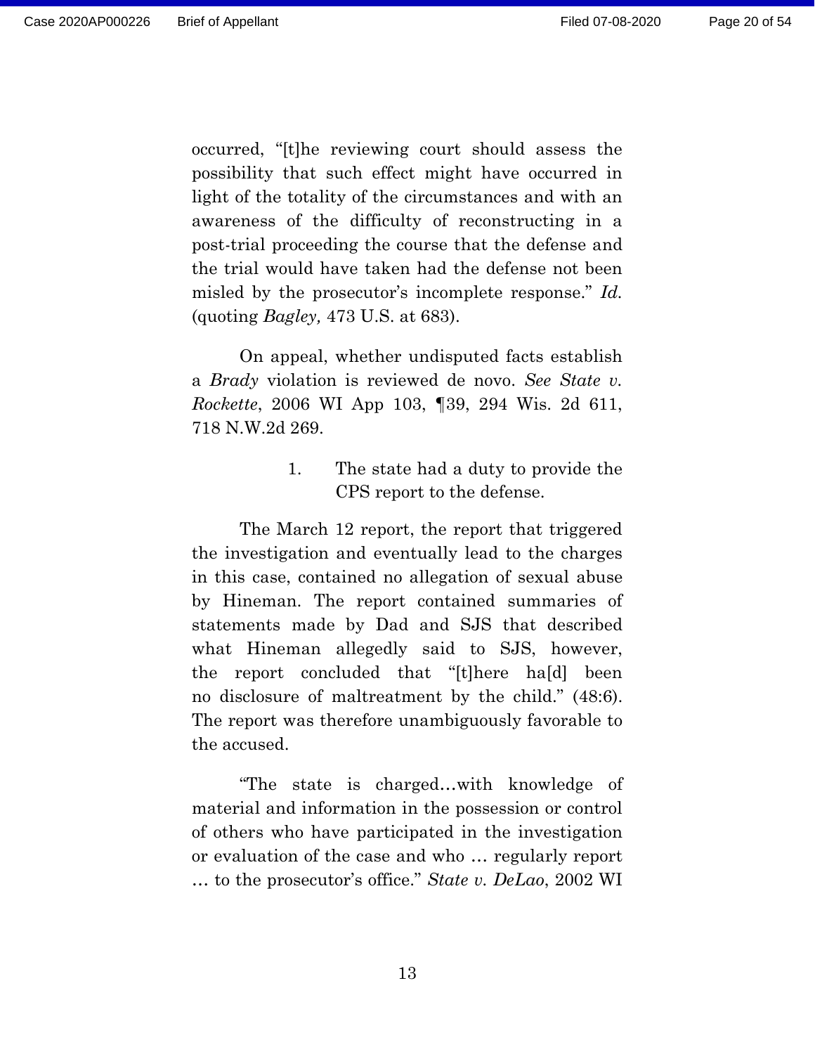occurred, "[t]he reviewing court should assess the possibility that such effect might have occurred in light of the totality of the circumstances and with an awareness of the difficulty of reconstructing in a post-trial proceeding the course that the defense and the trial would have taken had the defense not been misled by the prosecutor's incomplete response." *Id.* (quoting *Bagley,* 473 U.S. at 683).

On appeal, whether undisputed facts establish a *Brady* violation is reviewed de novo. *See State v. Rockette*, 2006 WI App 103, ¶39, 294 Wis. 2d 611, 718 N.W.2d 269.

1. The state had a duty to provide the CPS report to the defense.

The March 12 report, the report that triggered the investigation and eventually lead to the charges in this case, contained no allegation of sexual abuse by Hineman. The report contained summaries of statements made by Dad and SJS that described what Hineman allegedly said to SJS, however, the report concluded that "[t]here ha[d] been no disclosure of maltreatment by the child." (48:6). The report was therefore unambiguously favorable to the accused.

"The state is charged…with knowledge of material and information in the possession or control of others who have participated in the investigation or evaluation of the case and who … regularly report … to the prosecutor's office." *State v. DeLao*, 2002 WI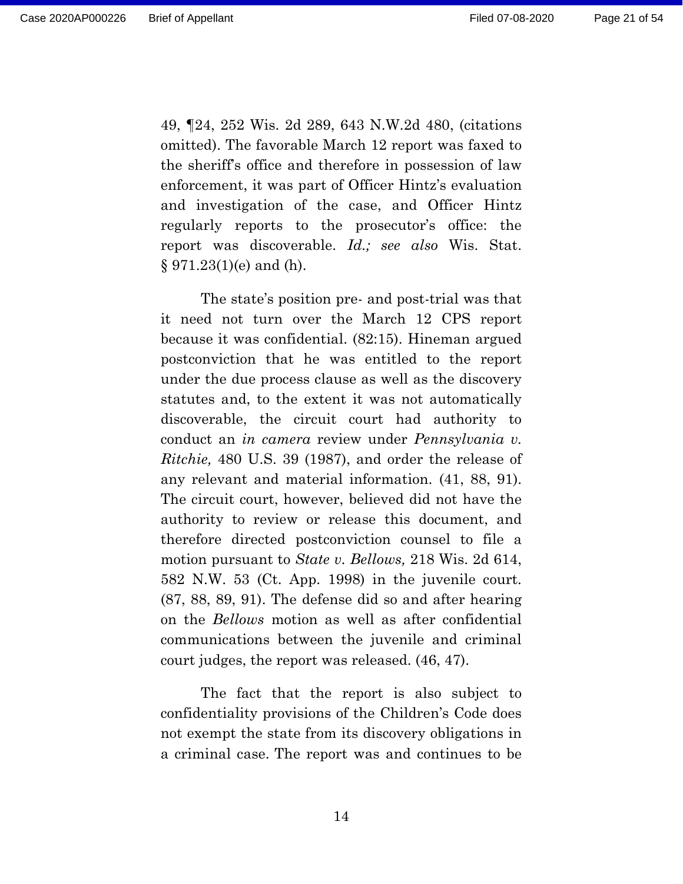49, ¶24, 252 Wis. 2d 289, 643 N.W.2d 480, (citations omitted). The favorable March 12 report was faxed to the sheriff's office and therefore in possession of law enforcement, it was part of Officer Hintz's evaluation and investigation of the case, and Officer Hintz regularly reports to the prosecutor's office: the report was discoverable. *Id.; see also* Wis. Stat. § 971.23(1)(e) and (h).

The state's position pre- and post-trial was that it need not turn over the March 12 CPS report because it was confidential. (82:15). Hineman argued postconviction that he was entitled to the report under the due process clause as well as the discovery statutes and, to the extent it was not automatically discoverable, the circuit court had authority to conduct an *in camera* review under *Pennsylvania v. Ritchie,* 480 U.S. 39 (1987), and order the release of any relevant and material information. (41, 88, 91). The circuit court, however, believed did not have the authority to review or release this document, and therefore directed postconviction counsel to file a motion pursuant to *State v. Bellows,* 218 Wis. 2d 614, 582 N.W. 53 (Ct. App. 1998) in the juvenile court. (87, 88, 89, 91). The defense did so and after hearing on the *Bellows* motion as well as after confidential communications between the juvenile and criminal court judges, the report was released. (46, 47).

The fact that the report is also subject to confidentiality provisions of the Children's Code does not exempt the state from its discovery obligations in a criminal case. The report was and continues to be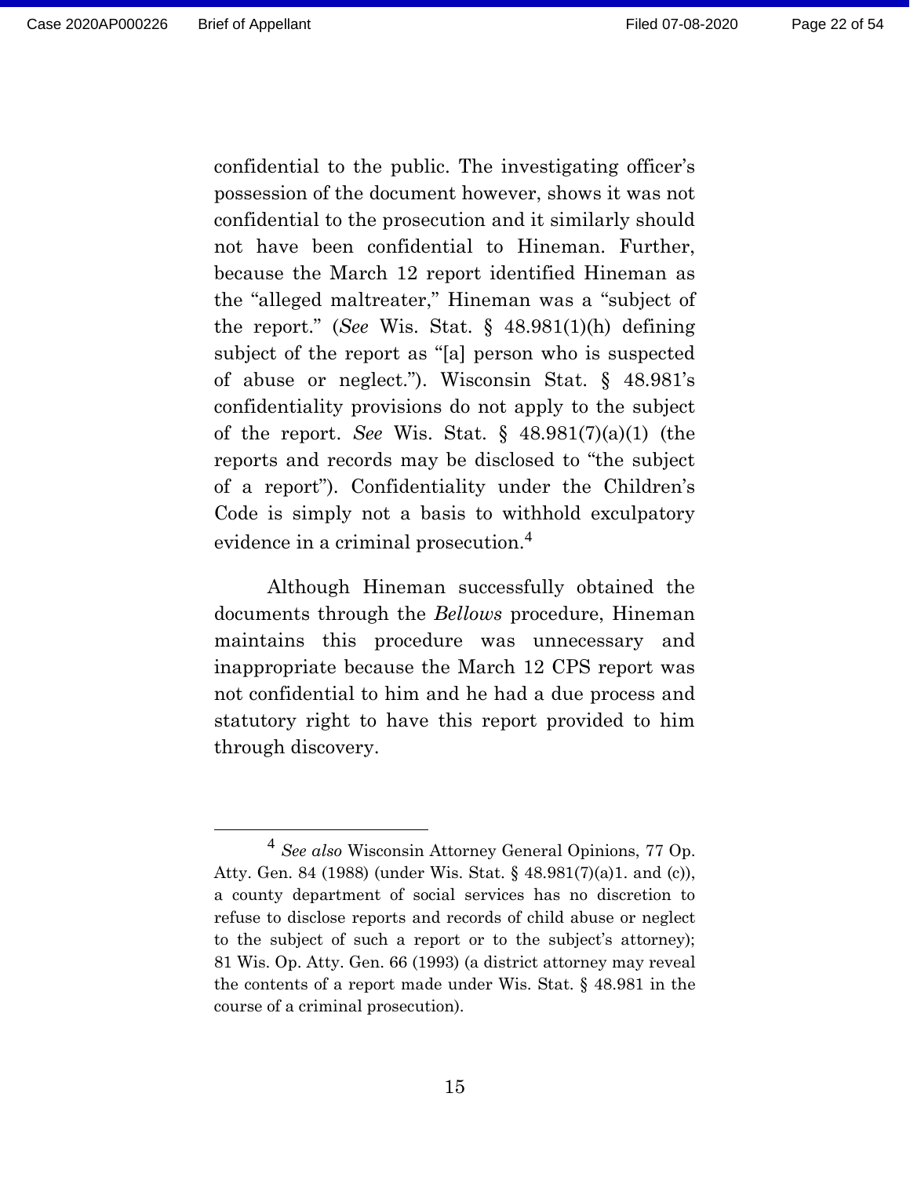confidential to the public. The investigating officer's possession of the document however, shows it was not confidential to the prosecution and it similarly should not have been confidential to Hineman. Further, because the March 12 report identified Hineman as the "alleged maltreater," Hineman was a "subject of the report." (*See* Wis. Stat. § 48.981(1)(h) defining subject of the report as "[a] person who is suspected of abuse or neglect."). Wisconsin Stat. § 48.981's confidentiality provisions do not apply to the subject of the report. *See* Wis. Stat. § 48.981(7)(a)(1) (the reports and records may be disclosed to "the subject of a report"). Confidentiality under the Children's Code is simply not a basis to withhold exculpatory evidence in a criminal prosecution.[4]

Although Hineman successfully obtained the documents through the *Bellows* procedure, Hineman maintains this procedure was unnecessary and inappropriate because the March 12 CPS report was not confidential to him and he had a due process and statutory right to have this report provided to him through discovery.

---

[4] *See also* Wisconsin Attorney General Opinions, 77 Op. Atty. Gen. 84 (1988) (under Wis. Stat. § 48.981(7)(a)1. and (c)), a county department of social services has no discretion to refuse to disclose reports and records of child abuse or neglect to the subject of such a report or to the subject's attorney); 81 Wis. Op. Atty. Gen. 66 (1993) (a district attorney may reveal the contents of a report made under Wis. Stat. § 48.981 in the course of a criminal prosecution).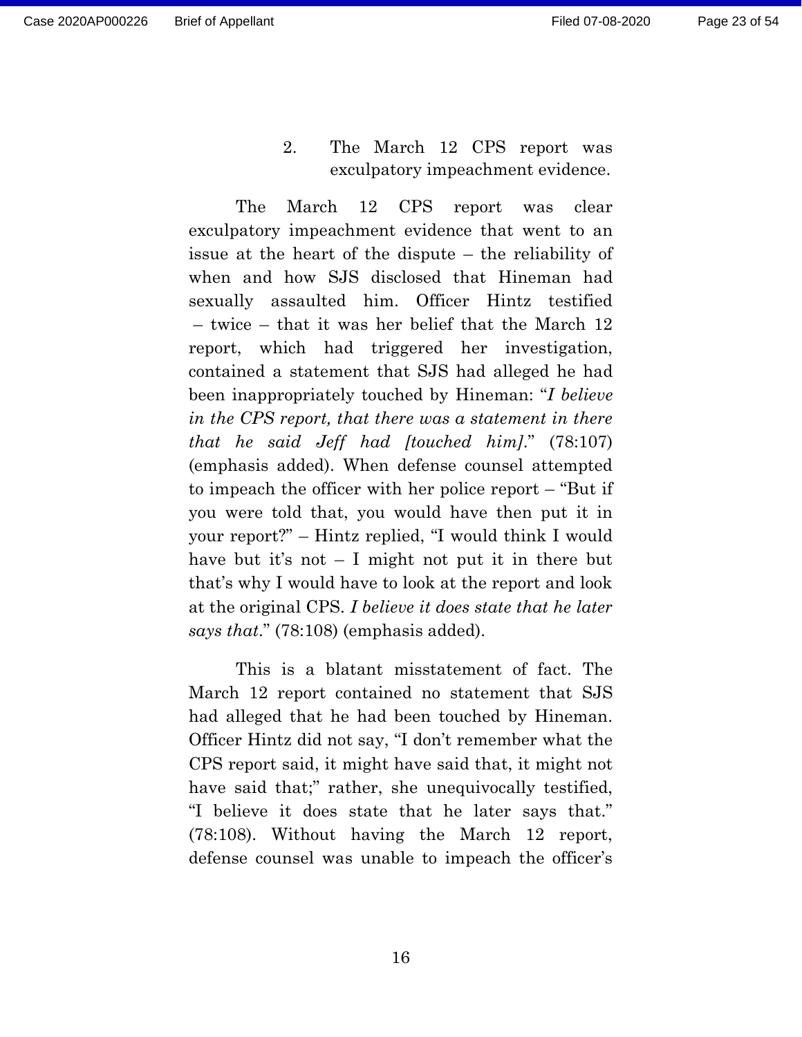### 2. The March 12 CPS report was exculpatory impeachment evidence.

The March 12 CPS report was clear exculpatory impeachment evidence that went to an issue at the heart of the dispute – the reliability of when and how SJS disclosed that Hineman had sexually assaulted him. Officer Hintz testified – twice – that it was her belief that the March 12 report, which had triggered her investigation, contained a statement that SJS had alleged he had been inappropriately touched by Hineman: "*I believe in the CPS report, that there was a statement in there that he said Jeff had [touched him]*." (78:107) (emphasis added). When defense counsel attempted to impeach the officer with her police report – "But if you were told that, you would have then put it in your report?" – Hintz replied, "I would think I would have but it's not – I might not put it in there but that's why I would have to look at the report and look at the original CPS. *I believe it does state that he later says that*." (78:108) (emphasis added).

This is a blatant misstatement of fact. The March 12 report contained no statement that SJS had alleged that he had been touched by Hineman. Officer Hintz did not say, "I don't remember what the CPS report said, it might have said that, it might not have said that;" rather, she unequivocally testified, "I believe it does state that he later says that." (78:108). Without having the March 12 report, defense counsel was unable to impeach the officer's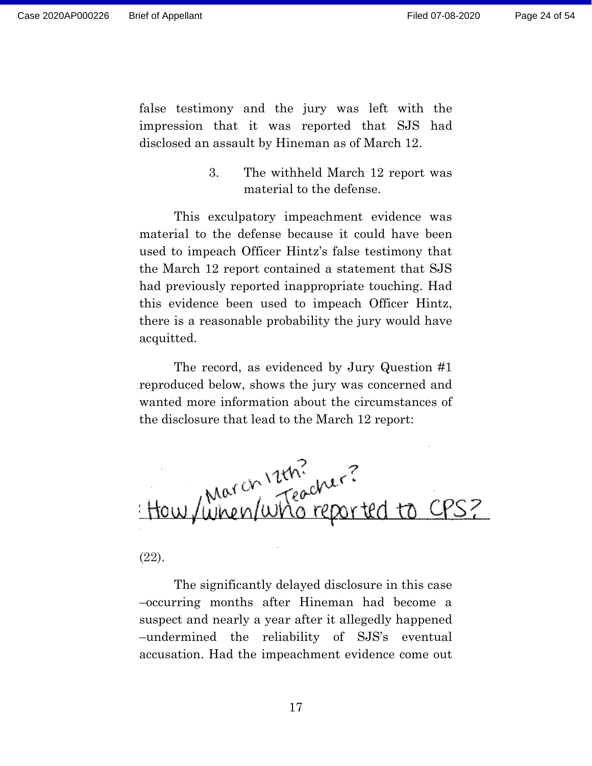false testimony and the jury was left with the impression that it was reported that SJS had disclosed an assault by Hineman as of March 12.

3. The withheld March 12 report was material to the defense.

This exculpatory impeachment evidence was material to the defense because it could have been used to impeach Officer Hintz's false testimony that the March 12 report contained a statement that SJS had previously reported inappropriate touching. Had this evidence been used to impeach Officer Hintz, there is a reasonable probability the jury would have acquitted.

The record, as evidenced by Jury Question #1 reproduced below, shows the jury was concerned and wanted more information about the circumstances of the disclosure that lead to the March 12 report:

How/when/who reported to CPS? (March 12th? Teacher?)

(22).

The significantly delayed disclosure in this case –occurring months after Hineman had become a suspect and nearly a year after it allegedly happened –undermined the reliability of SJS's eventual accusation. Had the impeachment evidence come out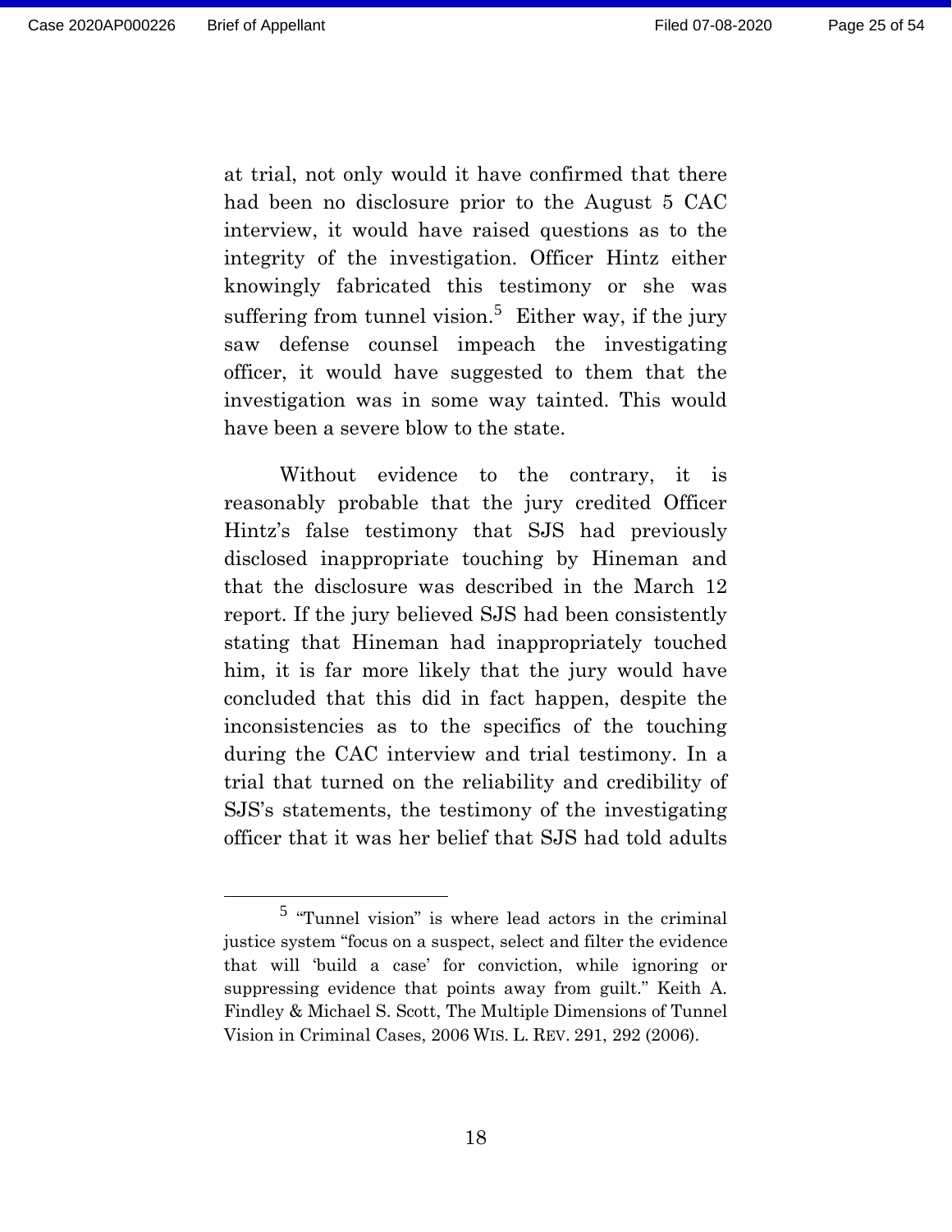at trial, not only would it have confirmed that there had been no disclosure prior to the August 5 CAC interview, it would have raised questions as to the integrity of the investigation. Officer Hintz either knowingly fabricated this testimony or she was suffering from tunnel vision.[5] Either way, if the jury saw defense counsel impeach the investigating officer, it would have suggested to them that the investigation was in some way tainted. This would have been a severe blow to the state.

Without evidence to the contrary, it is reasonably probable that the jury credited Officer Hintz's false testimony that SJS had previously disclosed inappropriate touching by Hineman and that the disclosure was described in the March 12 report. If the jury believed SJS had been consistently stating that Hineman had inappropriately touched him, it is far more likely that the jury would have concluded that this did in fact happen, despite the inconsistencies as to the specifics of the touching during the CAC interview and trial testimony. In a trial that turned on the reliability and credibility of SJS's statements, the testimony of the investigating officer that it was her belief that SJS had told adults

---

[5] "Tunnel vision" is where lead actors in the criminal justice system "focus on a suspect, select and filter the evidence that will 'build a case' for conviction, while ignoring or suppressing evidence that points away from guilt." Keith A. Findley & Michael S. Scott, The Multiple Dimensions of Tunnel Vision in Criminal Cases, 2006 WIS. L. REV. 291, 292 (2006).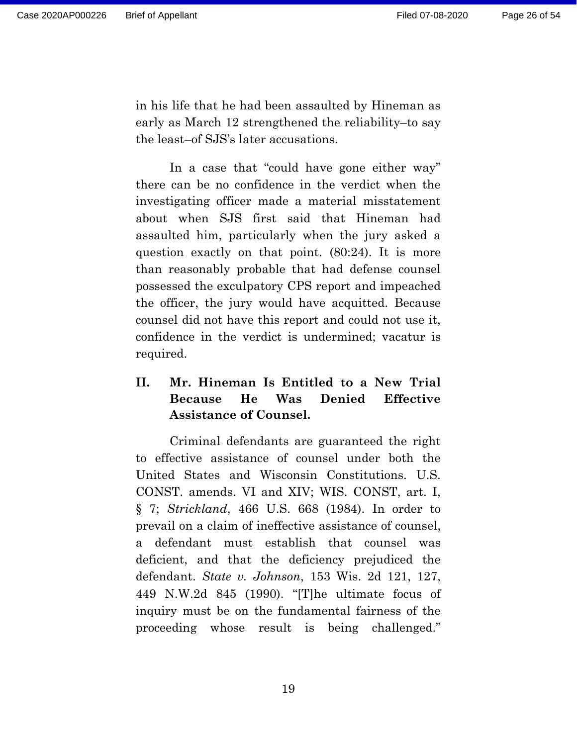in his life that he had been assaulted by Hineman as early as March 12 strengthened the reliability–to say the least–of SJS's later accusations.

In a case that "could have gone either way" there can be no confidence in the verdict when the investigating officer made a material misstatement about when SJS first said that Hineman had assaulted him, particularly when the jury asked a question exactly on that point. (80:24). It is more than reasonably probable that had defense counsel possessed the exculpatory CPS report and impeached the officer, the jury would have acquitted. Because counsel did not have this report and could not use it, confidence in the verdict is undermined; vacatur is required.

## II. Mr. Hineman Is Entitled to a New Trial Because He Was Denied Effective Assistance of Counsel.

Criminal defendants are guaranteed the right to effective assistance of counsel under both the United States and Wisconsin Constitutions. U.S. CONST. amends. VI and XIV; WIS. CONST, art. I, § 7; *Strickland*, 466 U.S. 668 (1984). In order to prevail on a claim of ineffective assistance of counsel, a defendant must establish that counsel was deficient, and that the deficiency prejudiced the defendant. *State v. Johnson*, 153 Wis. 2d 121, 127, 449 N.W.2d 845 (1990). "[T]he ultimate focus of inquiry must be on the fundamental fairness of the proceeding whose result is being challenged."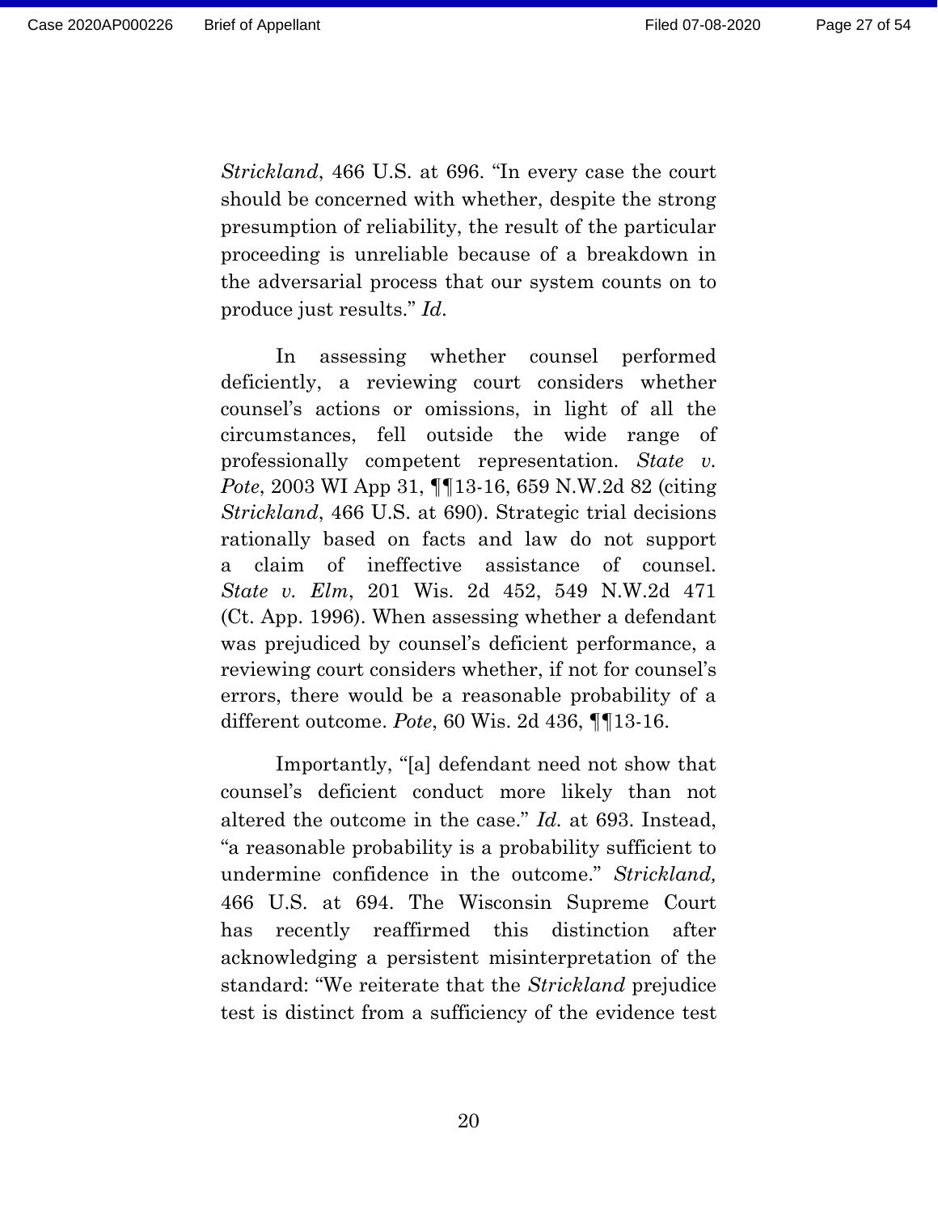*Strickland*, 466 U.S. at 696. "In every case the court should be concerned with whether, despite the strong presumption of reliability, the result of the particular proceeding is unreliable because of a breakdown in the adversarial process that our system counts on to produce just results." *Id.*

In assessing whether counsel performed deficiently, a reviewing court considers whether counsel's actions or omissions, in light of all the circumstances, fell outside the wide range of professionally competent representation. *State v. Pote*, 2003 WI App 31, ¶¶13-16, 659 N.W.2d 82 (citing *Strickland*, 466 U.S. at 690). Strategic trial decisions rationally based on facts and law do not support a claim of ineffective assistance of counsel. *State v. Elm*, 201 Wis. 2d 452, 549 N.W.2d 471 (Ct. App. 1996). When assessing whether a defendant was prejudiced by counsel's deficient performance, a reviewing court considers whether, if not for counsel's errors, there would be a reasonable probability of a different outcome. *Pote*, 60 Wis. 2d 436, ¶¶13-16.

Importantly, "[a] defendant need not show that counsel's deficient conduct more likely than not altered the outcome in the case." *Id.* at 693. Instead, "a reasonable probability is a probability sufficient to undermine confidence in the outcome." *Strickland,* 466 U.S. at 694. The Wisconsin Supreme Court has recently reaffirmed this distinction after acknowledging a persistent misinterpretation of the standard: "We reiterate that the *Strickland* prejudice test is distinct from a sufficiency of the evidence test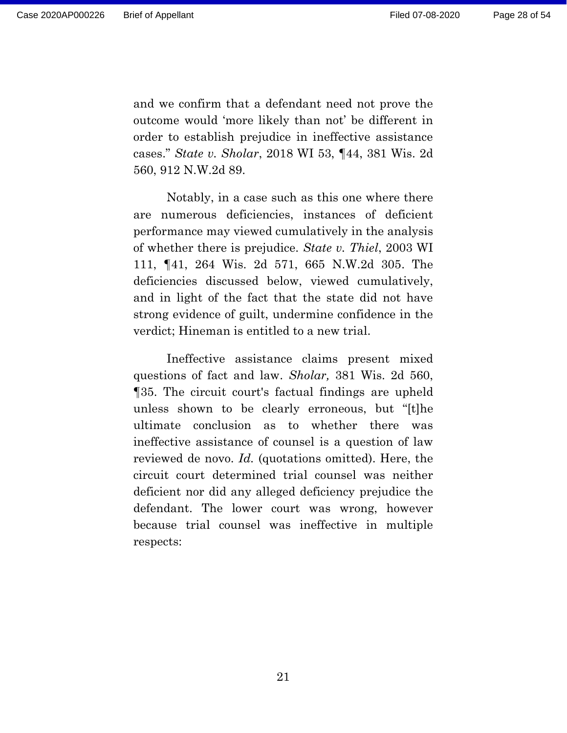and we confirm that a defendant need not prove the outcome would 'more likely than not' be different in order to establish prejudice in ineffective assistance cases." *State v. Sholar*, 2018 WI 53, ¶44, 381 Wis. 2d 560, 912 N.W.2d 89.

Notably, in a case such as this one where there are numerous deficiencies, instances of deficient performance may viewed cumulatively in the analysis of whether there is prejudice. *State v. Thiel*, 2003 WI 111, ¶41, 264 Wis. 2d 571, 665 N.W.2d 305. The deficiencies discussed below, viewed cumulatively, and in light of the fact that the state did not have strong evidence of guilt, undermine confidence in the verdict; Hineman is entitled to a new trial.

Ineffective assistance claims present mixed questions of fact and law. *Sholar,* 381 Wis. 2d 560, ¶35. The circuit court's factual findings are upheld unless shown to be clearly erroneous, but "[t]he ultimate conclusion as to whether there was ineffective assistance of counsel is a question of law reviewed de novo. *Id.* (quotations omitted). Here, the circuit court determined trial counsel was neither deficient nor did any alleged deficiency prejudice the defendant. The lower court was wrong, however because trial counsel was ineffective in multiple respects: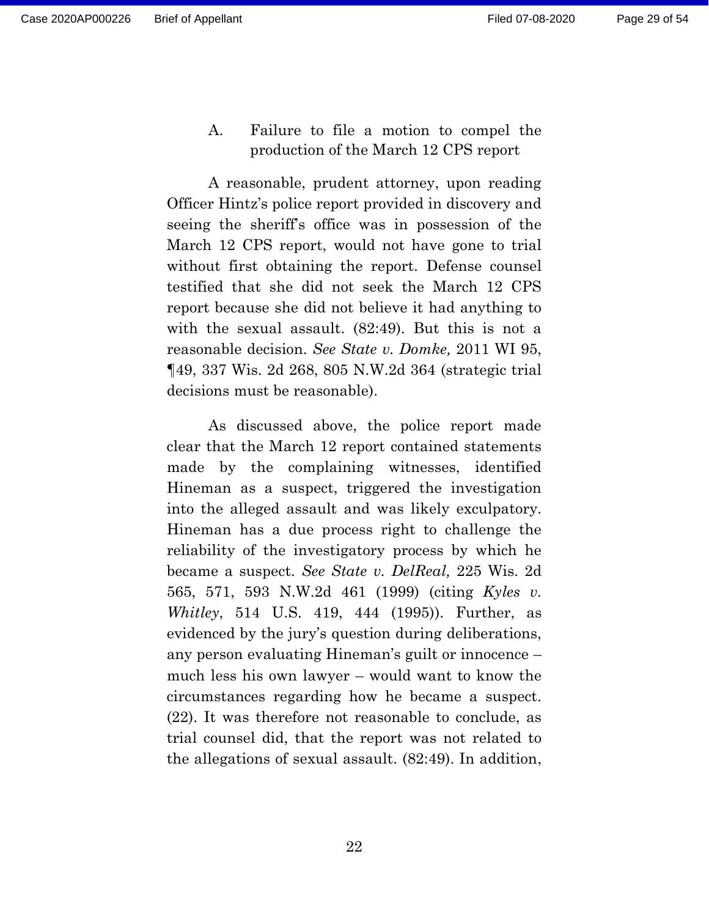### A. Failure to file a motion to compel the production of the March 12 CPS report

A reasonable, prudent attorney, upon reading Officer Hintz's police report provided in discovery and seeing the sheriff's office was in possession of the March 12 CPS report, would not have gone to trial without first obtaining the report. Defense counsel testified that she did not seek the March 12 CPS report because she did not believe it had anything to with the sexual assault. (82:49). But this is not a reasonable decision. *See State v. Domke,* 2011 WI 95, ¶49, 337 Wis. 2d 268, 805 N.W.2d 364 (strategic trial decisions must be reasonable).

As discussed above, the police report made clear that the March 12 report contained statements made by the complaining witnesses, identified Hineman as a suspect, triggered the investigation into the alleged assault and was likely exculpatory. Hineman has a due process right to challenge the reliability of the investigatory process by which he became a suspect. *See State v. DelReal,* 225 Wis. 2d 565, 571, 593 N.W.2d 461 (1999) (citing *Kyles v. Whitley*, 514 U.S. 419, 444 (1995)). Further, as evidenced by the jury's question during deliberations, any person evaluating Hineman's guilt or innocence – much less his own lawyer – would want to know the circumstances regarding how he became a suspect. (22). It was therefore not reasonable to conclude, as trial counsel did, that the report was not related to the allegations of sexual assault. (82:49). In addition,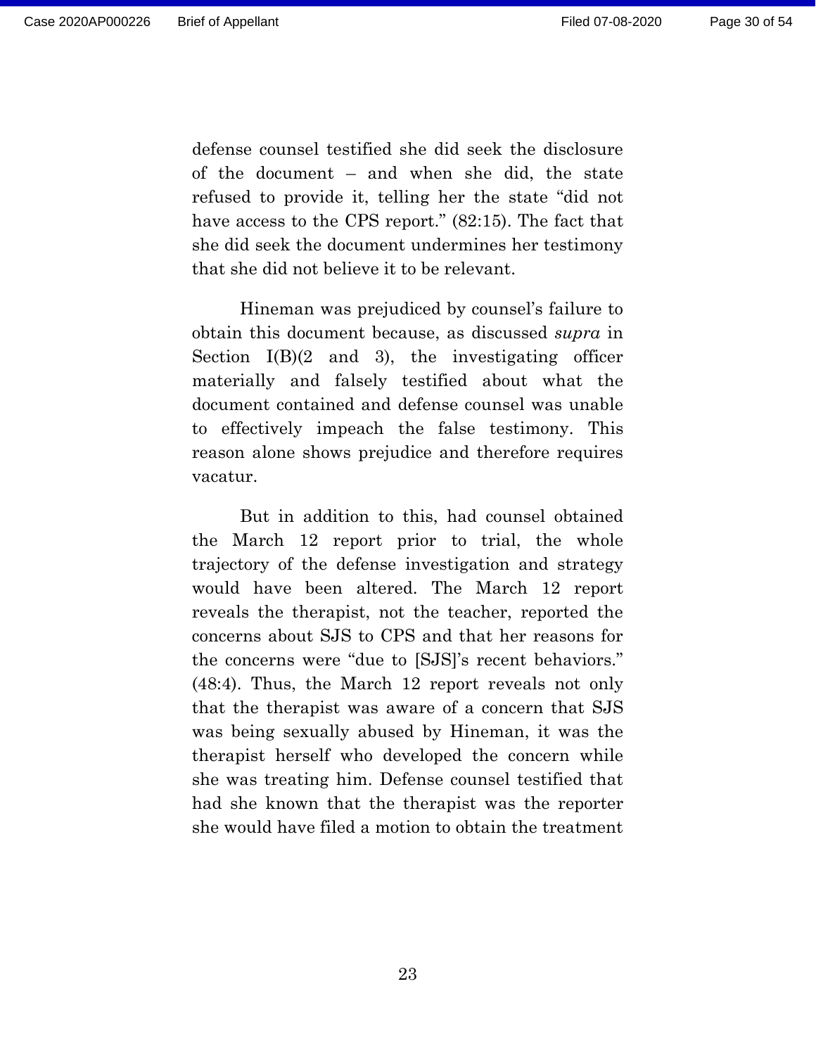defense counsel testified she did seek the disclosure of the document – and when she did, the state refused to provide it, telling her the state "did not have access to the CPS report." (82:15). The fact that she did seek the document undermines her testimony that she did not believe it to be relevant.

Hineman was prejudiced by counsel's failure to obtain this document because, as discussed *supra* in Section I(B)(2 and 3), the investigating officer materially and falsely testified about what the document contained and defense counsel was unable to effectively impeach the false testimony. This reason alone shows prejudice and therefore requires vacatur.

But in addition to this, had counsel obtained the March 12 report prior to trial, the whole trajectory of the defense investigation and strategy would have been altered. The March 12 report reveals the therapist, not the teacher, reported the concerns about SJS to CPS and that her reasons for the concerns were "due to [SJS]'s recent behaviors." (48:4). Thus, the March 12 report reveals not only that the therapist was aware of a concern that SJS was being sexually abused by Hineman, it was the therapist herself who developed the concern while she was treating him. Defense counsel testified that had she known that the therapist was the reporter she would have filed a motion to obtain the treatment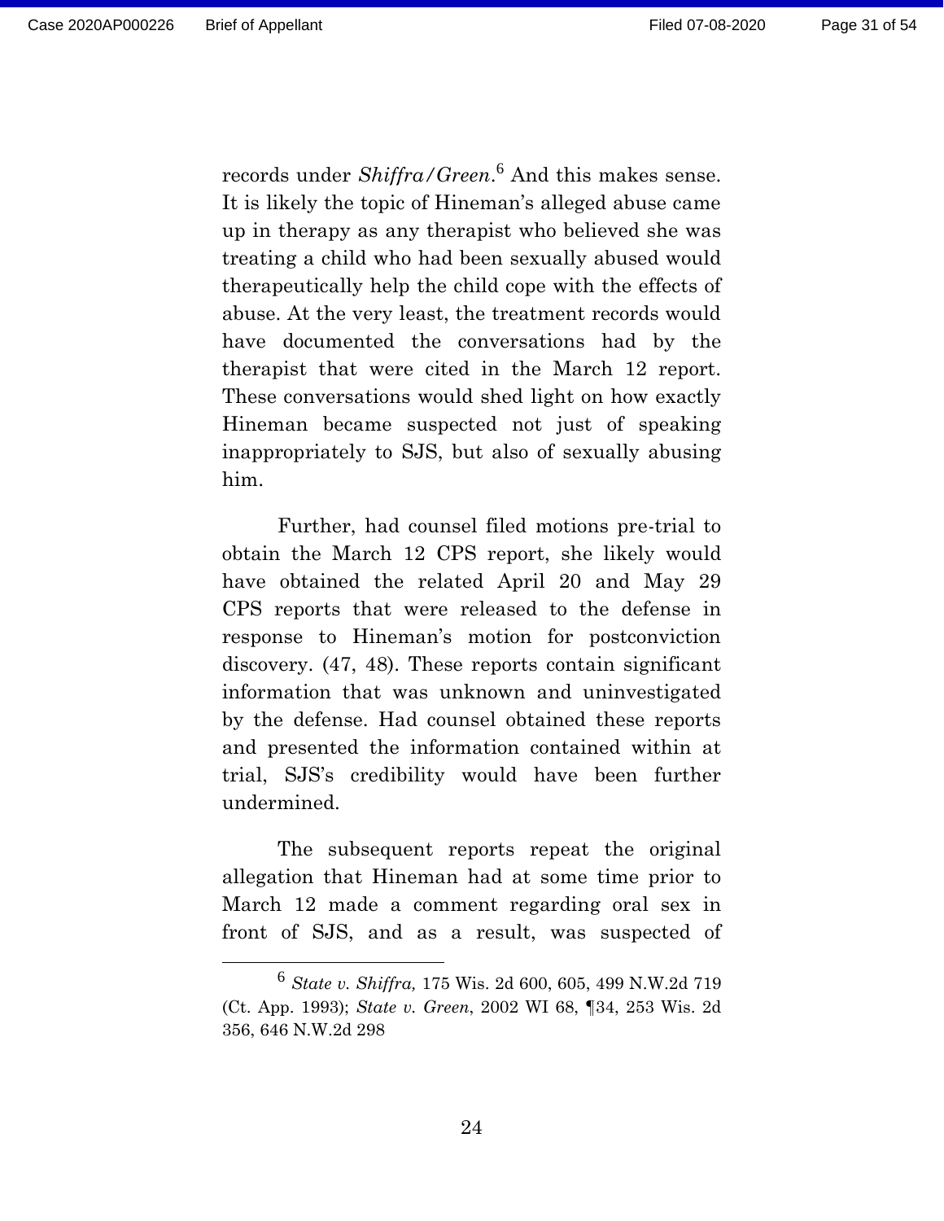records under *Shiffra/Green*.[6] And this makes sense. It is likely the topic of Hineman's alleged abuse came up in therapy as any therapist who believed she was treating a child who had been sexually abused would therapeutically help the child cope with the effects of abuse. At the very least, the treatment records would have documented the conversations had by the therapist that were cited in the March 12 report. These conversations would shed light on how exactly Hineman became suspected not just of speaking inappropriately to SJS, but also of sexually abusing him.

Further, had counsel filed motions pre-trial to obtain the March 12 CPS report, she likely would have obtained the related April 20 and May 29 CPS reports that were released to the defense in response to Hineman's motion for postconviction discovery. (47, 48). These reports contain significant information that was unknown and uninvestigated by the defense. Had counsel obtained these reports and presented the information contained within at trial, SJS's credibility would have been further undermined.

The subsequent reports repeat the original allegation that Hineman had at some time prior to March 12 made a comment regarding oral sex in front of SJS, and as a result, was suspected of

[6] *State v. Shiffra,* 175 Wis. 2d 600, 605, 499 N.W.2d 719 (Ct. App. 1993); *State v. Green*, 2002 WI 68, ¶34, 253 Wis. 2d 356, 646 N.W.2d 298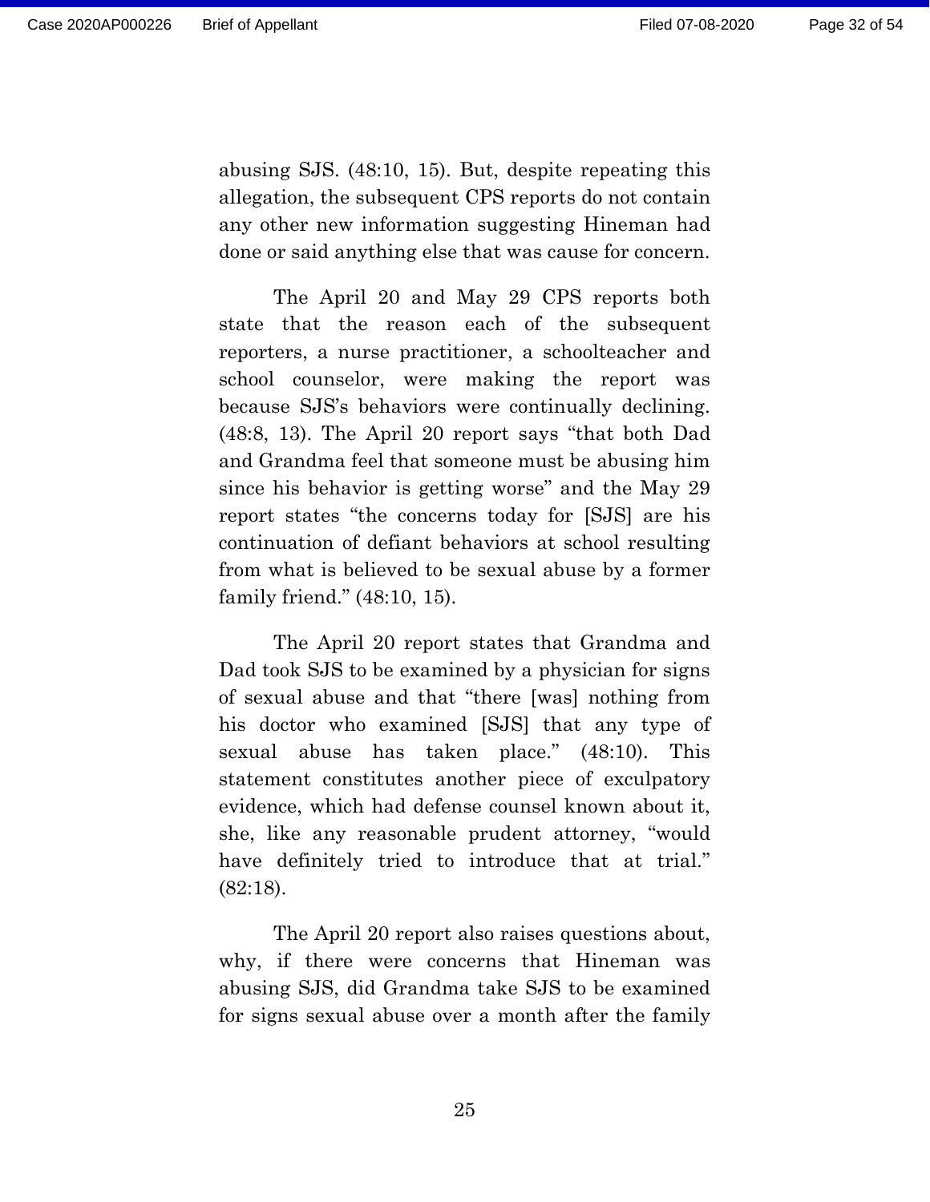abusing SJS. (48:10, 15). But, despite repeating this allegation, the subsequent CPS reports do not contain any other new information suggesting Hineman had done or said anything else that was cause for concern.

The April 20 and May 29 CPS reports both state that the reason each of the subsequent reporters, a nurse practitioner, a schoolteacher and school counselor, were making the report was because SJS's behaviors were continually declining. (48:8, 13). The April 20 report says "that both Dad and Grandma feel that someone must be abusing him since his behavior is getting worse" and the May 29 report states "the concerns today for [SJS] are his continuation of defiant behaviors at school resulting from what is believed to be sexual abuse by a former family friend." (48:10, 15).

The April 20 report states that Grandma and Dad took SJS to be examined by a physician for signs of sexual abuse and that "there [was] nothing from his doctor who examined [SJS] that any type of sexual abuse has taken place." (48:10). This statement constitutes another piece of exculpatory evidence, which had defense counsel known about it, she, like any reasonable prudent attorney, "would have definitely tried to introduce that at trial." (82:18).

The April 20 report also raises questions about, why, if there were concerns that Hineman was abusing SJS, did Grandma take SJS to be examined for signs sexual abuse over a month after the family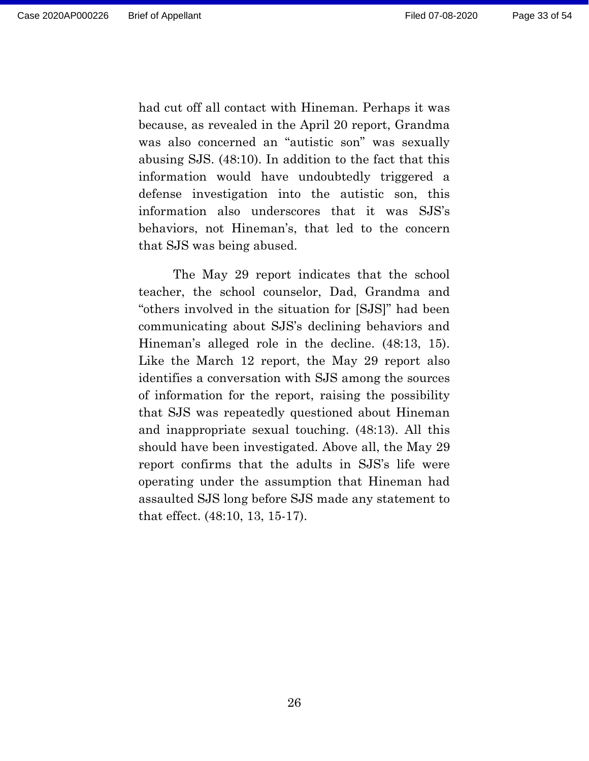had cut off all contact with Hineman. Perhaps it was because, as revealed in the April 20 report, Grandma was also concerned an "autistic son" was sexually abusing SJS. (48:10). In addition to the fact that this information would have undoubtedly triggered a defense investigation into the autistic son, this information also underscores that it was SJS's behaviors, not Hineman's, that led to the concern that SJS was being abused.

The May 29 report indicates that the school teacher, the school counselor, Dad, Grandma and "others involved in the situation for [SJS]" had been communicating about SJS's declining behaviors and Hineman's alleged role in the decline. (48:13, 15). Like the March 12 report, the May 29 report also identifies a conversation with SJS among the sources of information for the report, raising the possibility that SJS was repeatedly questioned about Hineman and inappropriate sexual touching. (48:13). All this should have been investigated. Above all, the May 29 report confirms that the adults in SJS's life were operating under the assumption that Hineman had assaulted SJS long before SJS made any statement to that effect. (48:10, 13, 15-17).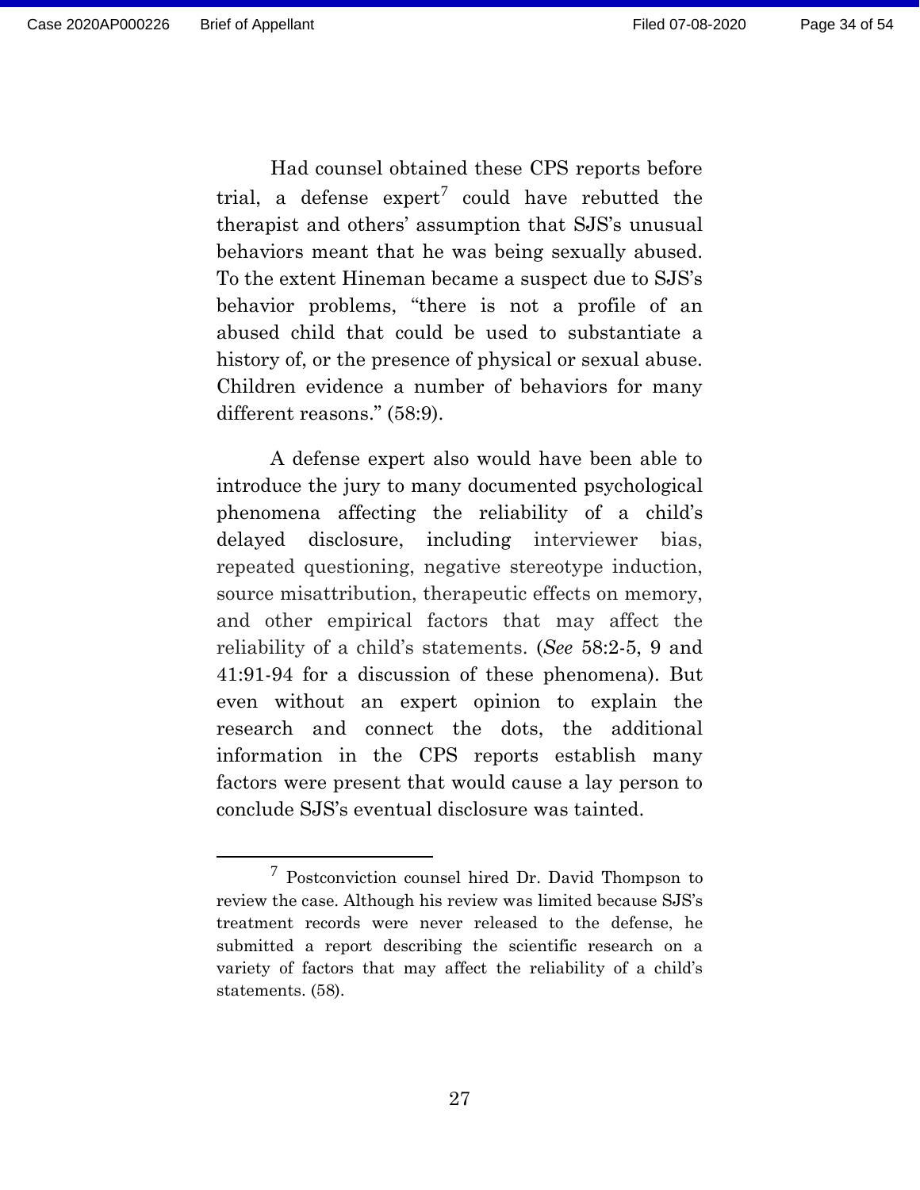Had counsel obtained these CPS reports before trial, a defense expert[7] could have rebutted the therapist and others' assumption that SJS's unusual behaviors meant that he was being sexually abused. To the extent Hineman became a suspect due to SJS's behavior problems, "there is not a profile of an abused child that could be used to substantiate a history of, or the presence of physical or sexual abuse. Children evidence a number of behaviors for many different reasons." (58:9).

A defense expert also would have been able to introduce the jury to many documented psychological phenomena affecting the reliability of a child's delayed disclosure, including interviewer bias, repeated questioning, negative stereotype induction, source misattribution, therapeutic effects on memory, and other empirical factors that may affect the reliability of a child's statements. (*See* 58:2-5, 9 and 41:91-94 for a discussion of these phenomena). But even without an expert opinion to explain the research and connect the dots, the additional information in the CPS reports establish many factors were present that would cause a lay person to conclude SJS's eventual disclosure was tainted.

---

[7] Postconviction counsel hired Dr. David Thompson to review the case. Although his review was limited because SJS's treatment records were never released to the defense, he submitted a report describing the scientific research on a variety of factors that may affect the reliability of a child's statements. (58).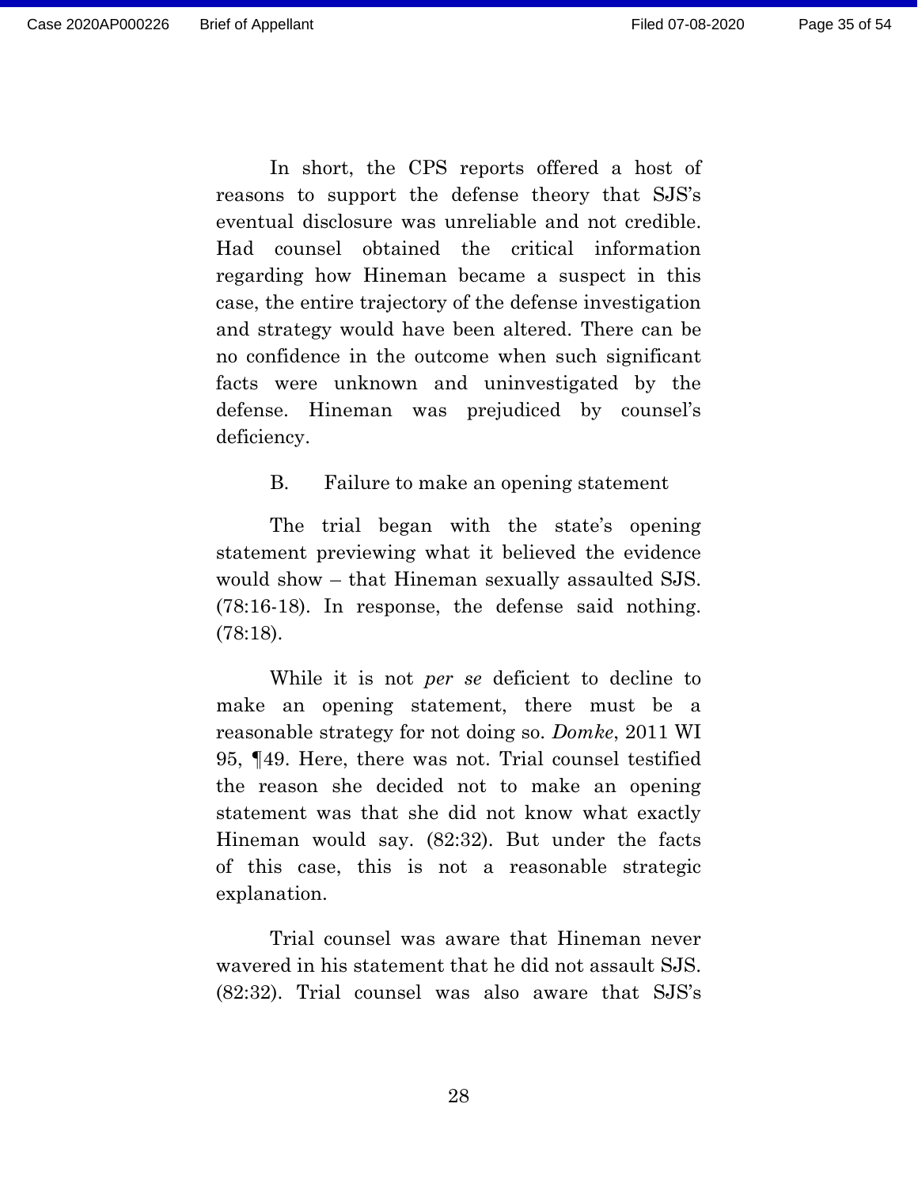In short, the CPS reports offered a host of reasons to support the defense theory that SJS's eventual disclosure was unreliable and not credible. Had counsel obtained the critical information regarding how Hineman became a suspect in this case, the entire trajectory of the defense investigation and strategy would have been altered. There can be no confidence in the outcome when such significant facts were unknown and uninvestigated by the defense. Hineman was prejudiced by counsel's deficiency.

### B. Failure to make an opening statement

The trial began with the state's opening statement previewing what it believed the evidence would show – that Hineman sexually assaulted SJS. (78:16-18). In response, the defense said nothing. (78:18).

While it is not *per se* deficient to decline to make an opening statement, there must be a reasonable strategy for not doing so. *Domke*, 2011 WI 95, ¶49. Here, there was not. Trial counsel testified the reason she decided not to make an opening statement was that she did not know what exactly Hineman would say. (82:32). But under the facts of this case, this is not a reasonable strategic explanation.

Trial counsel was aware that Hineman never wavered in his statement that he did not assault SJS. (82:32). Trial counsel was also aware that SJS's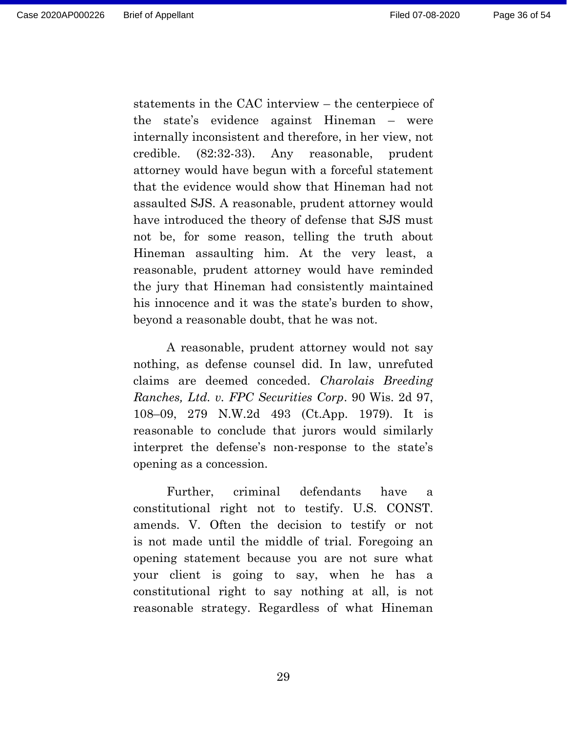statements in the CAC interview – the centerpiece of the state's evidence against Hineman – were internally inconsistent and therefore, in her view, not credible. (82:32-33). Any reasonable, prudent attorney would have begun with a forceful statement that the evidence would show that Hineman had not assaulted SJS. A reasonable, prudent attorney would have introduced the theory of defense that SJS must not be, for some reason, telling the truth about Hineman assaulting him. At the very least, a reasonable, prudent attorney would have reminded the jury that Hineman had consistently maintained his innocence and it was the state's burden to show, beyond a reasonable doubt, that he was not.

A reasonable, prudent attorney would not say nothing, as defense counsel did. In law, unrefuted claims are deemed conceded. *Charolais Breeding Ranches, Ltd. v. FPC Securities Corp*. 90 Wis. 2d 97, 108–09, 279 N.W.2d 493 (Ct.App. 1979). It is reasonable to conclude that jurors would similarly interpret the defense's non-response to the state's opening as a concession.

Further, criminal defendants have a constitutional right not to testify. U.S. CONST. amends. V. Often the decision to testify or not is not made until the middle of trial. Foregoing an opening statement because you are not sure what your client is going to say, when he has a constitutional right to say nothing at all, is not reasonable strategy. Regardless of what Hineman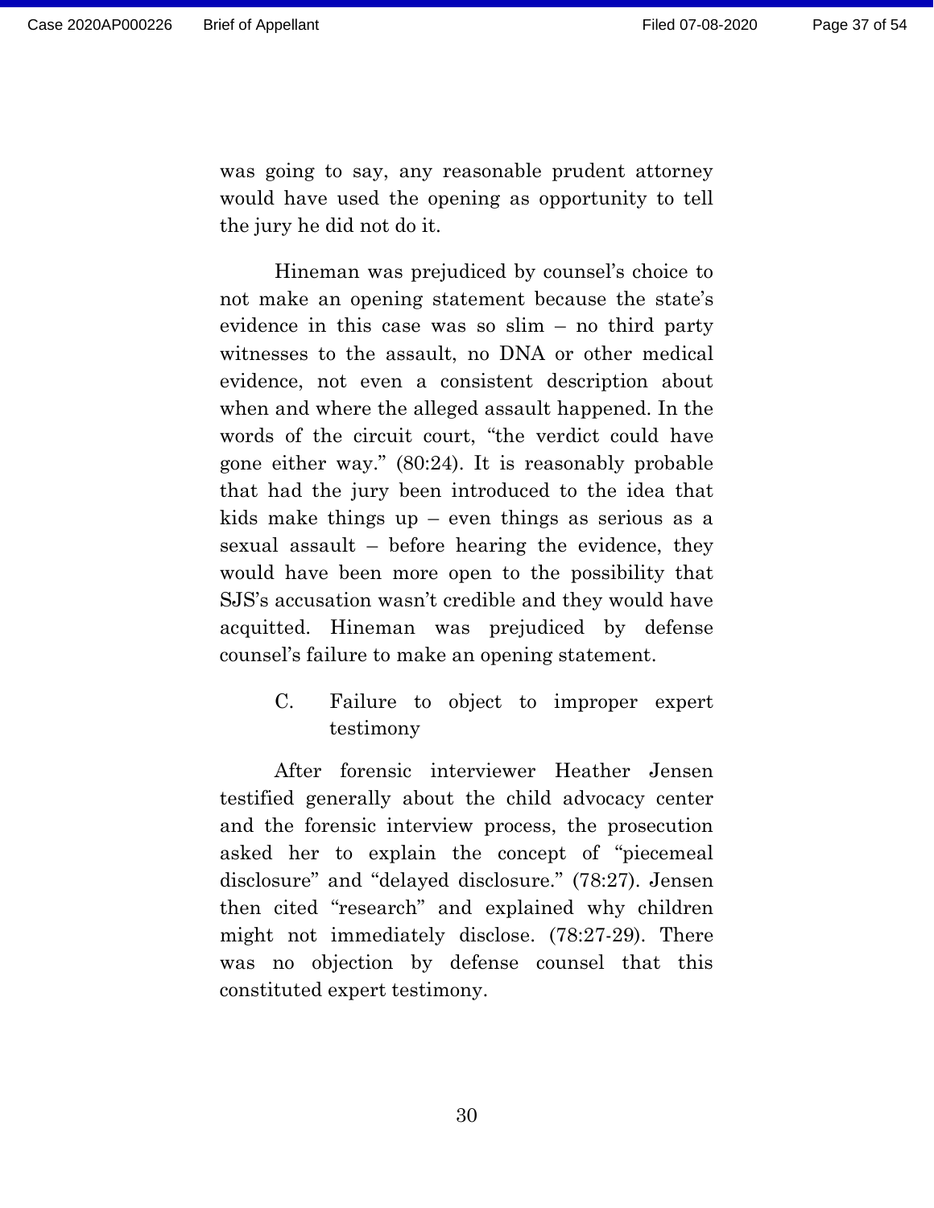was going to say, any reasonable prudent attorney would have used the opening as opportunity to tell the jury he did not do it.

Hineman was prejudiced by counsel's choice to not make an opening statement because the state's evidence in this case was so slim – no third party witnesses to the assault, no DNA or other medical evidence, not even a consistent description about when and where the alleged assault happened. In the words of the circuit court, "the verdict could have gone either way." (80:24). It is reasonably probable that had the jury been introduced to the idea that kids make things up – even things as serious as a sexual assault – before hearing the evidence, they would have been more open to the possibility that SJS's accusation wasn't credible and they would have acquitted. Hineman was prejudiced by defense counsel's failure to make an opening statement.

### C. Failure to object to improper expert testimony

After forensic interviewer Heather Jensen testified generally about the child advocacy center and the forensic interview process, the prosecution asked her to explain the concept of "piecemeal disclosure" and "delayed disclosure." (78:27). Jensen then cited "research" and explained why children might not immediately disclose. (78:27-29). There was no objection by defense counsel that this constituted expert testimony.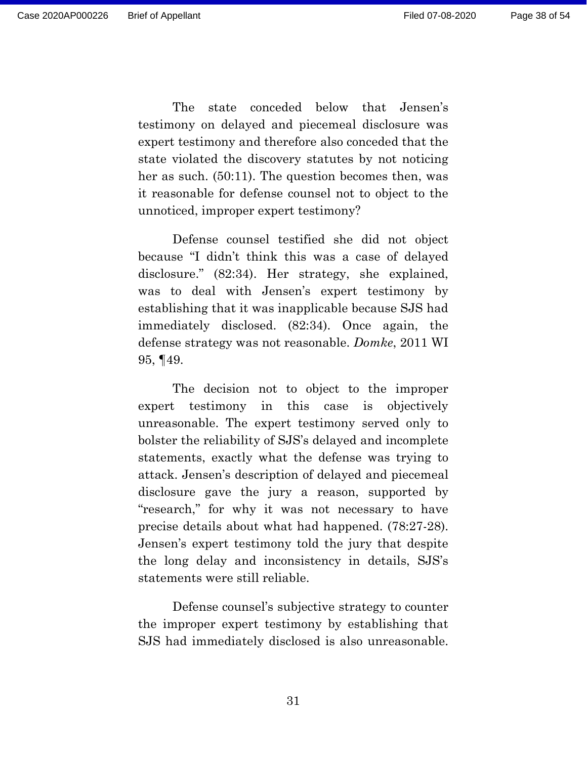The state conceded below that Jensen's testimony on delayed and piecemeal disclosure was expert testimony and therefore also conceded that the state violated the discovery statutes by not noticing her as such. (50:11). The question becomes then, was it reasonable for defense counsel not to object to the unnoticed, improper expert testimony?

Defense counsel testified she did not object because "I didn't think this was a case of delayed disclosure." (82:34). Her strategy, she explained, was to deal with Jensen's expert testimony by establishing that it was inapplicable because SJS had immediately disclosed. (82:34). Once again, the defense strategy was not reasonable. *Domke*, 2011 WI 95, ¶49.

The decision not to object to the improper expert testimony in this case is objectively unreasonable. The expert testimony served only to bolster the reliability of SJS's delayed and incomplete statements, exactly what the defense was trying to attack. Jensen's description of delayed and piecemeal disclosure gave the jury a reason, supported by "research," for why it was not necessary to have precise details about what had happened. (78:27-28). Jensen's expert testimony told the jury that despite the long delay and inconsistency in details, SJS's statements were still reliable.

Defense counsel's subjective strategy to counter the improper expert testimony by establishing that SJS had immediately disclosed is also unreasonable.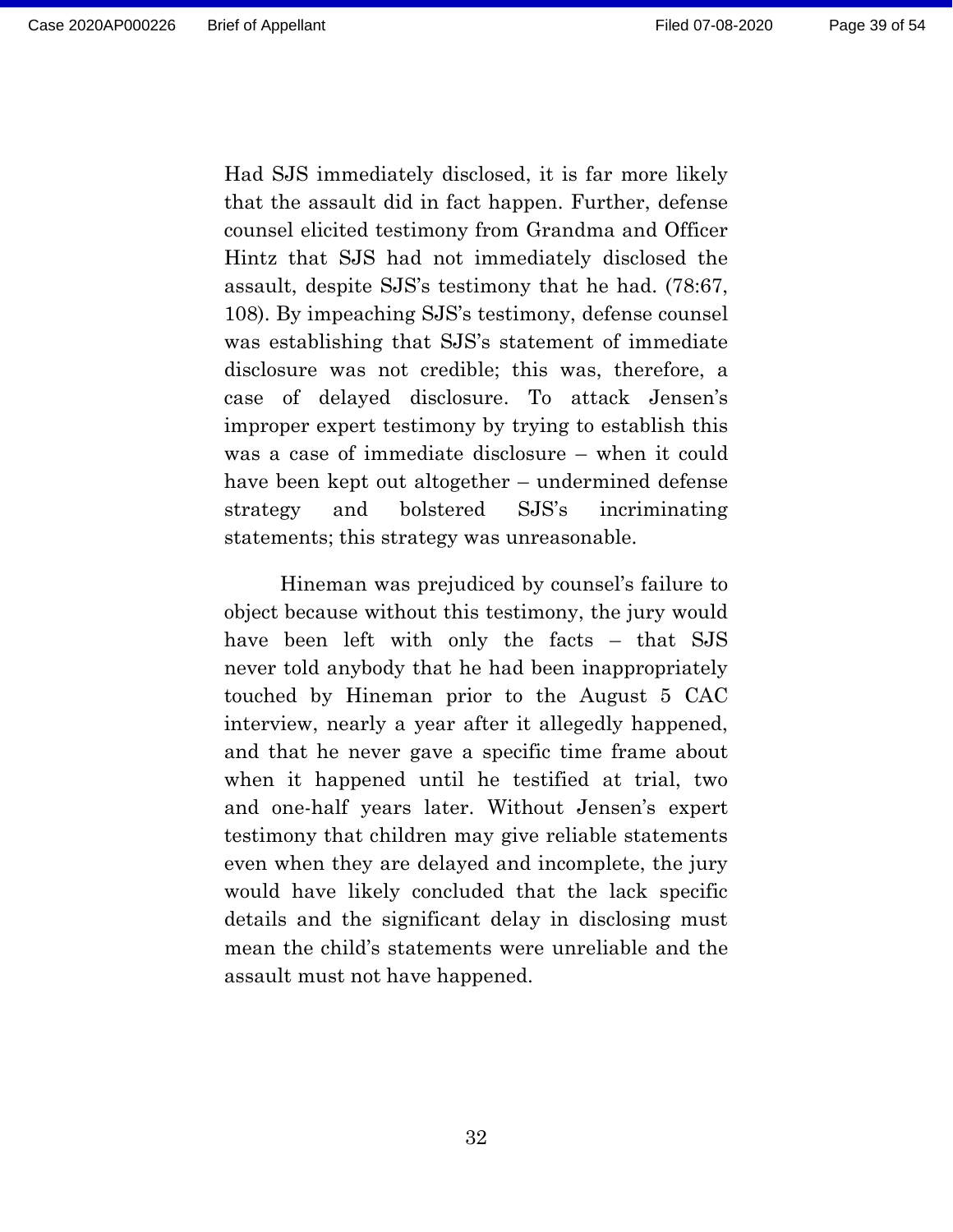Had SJS immediately disclosed, it is far more likely that the assault did in fact happen. Further, defense counsel elicited testimony from Grandma and Officer Hintz that SJS had not immediately disclosed the assault, despite SJS's testimony that he had. (78:67, 108). By impeaching SJS's testimony, defense counsel was establishing that SJS's statement of immediate disclosure was not credible; this was, therefore, a case of delayed disclosure. To attack Jensen's improper expert testimony by trying to establish this was a case of immediate disclosure – when it could have been kept out altogether – undermined defense strategy and bolstered SJS's incriminating statements; this strategy was unreasonable.

Hineman was prejudiced by counsel's failure to object because without this testimony, the jury would have been left with only the facts – that SJS never told anybody that he had been inappropriately touched by Hineman prior to the August 5 CAC interview, nearly a year after it allegedly happened, and that he never gave a specific time frame about when it happened until he testified at trial, two and one-half years later. Without Jensen's expert testimony that children may give reliable statements even when they are delayed and incomplete, the jury would have likely concluded that the lack specific details and the significant delay in disclosing must mean the child's statements were unreliable and the assault must not have happened.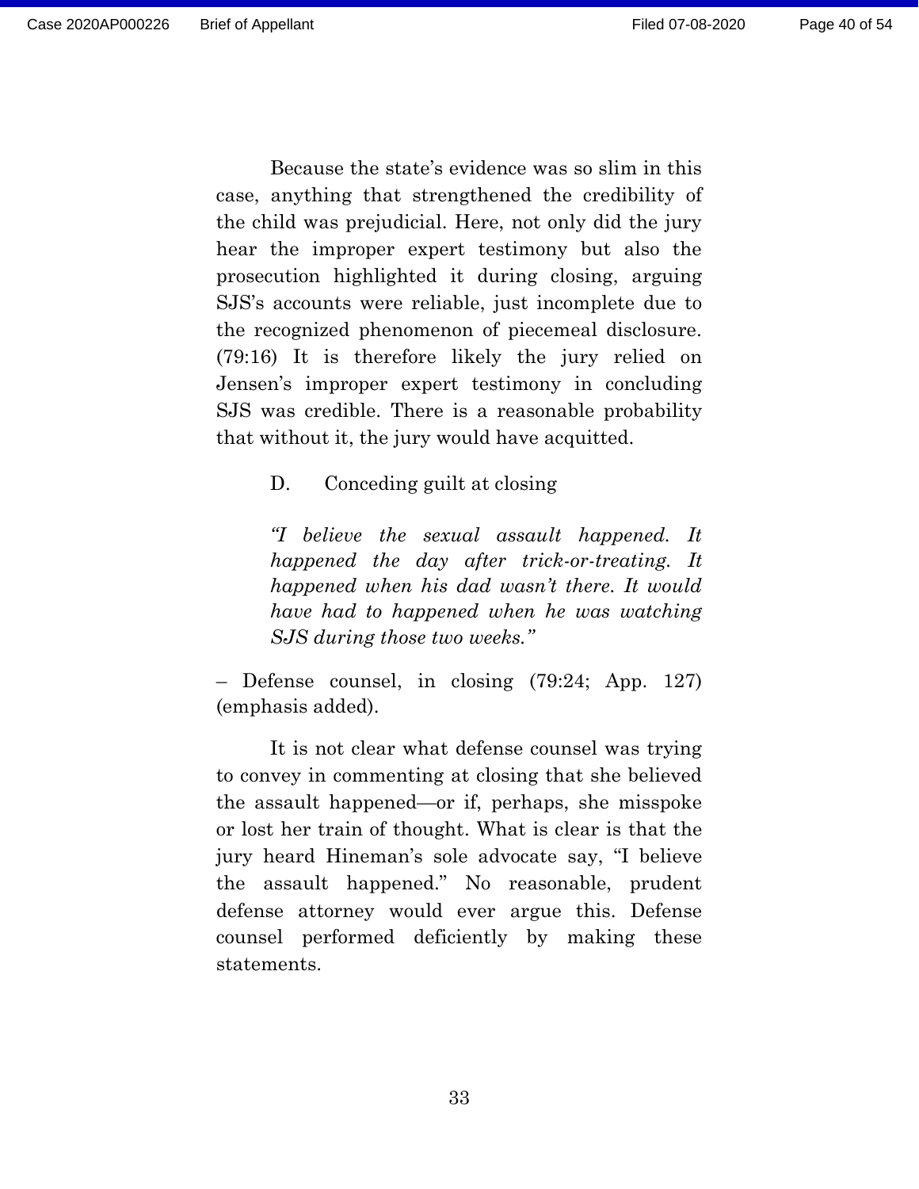Because the state's evidence was so slim in this case, anything that strengthened the credibility of the child was prejudicial. Here, not only did the jury hear the improper expert testimony but also the prosecution highlighted it during closing, arguing SJS's accounts were reliable, just incomplete due to the recognized phenomenon of piecemeal disclosure. (79:16) It is therefore likely the jury relied on Jensen's improper expert testimony in concluding SJS was credible. There is a reasonable probability that without it, the jury would have acquitted.

D. Conceding guilt at closing

> *"I believe the sexual assault happened. It happened the day after trick-or-treating. It happened when his dad wasn't there. It would have had to happened when he was watching SJS during those two weeks."*

– Defense counsel, in closing (79:24; App. 127) (emphasis added).

It is not clear what defense counsel was trying to convey in commenting at closing that she believed the assault happened—or if, perhaps, she misspoke or lost her train of thought. What is clear is that the jury heard Hineman's sole advocate say, "I believe the assault happened." No reasonable, prudent defense attorney would ever argue this. Defense counsel performed deficiently by making these statements.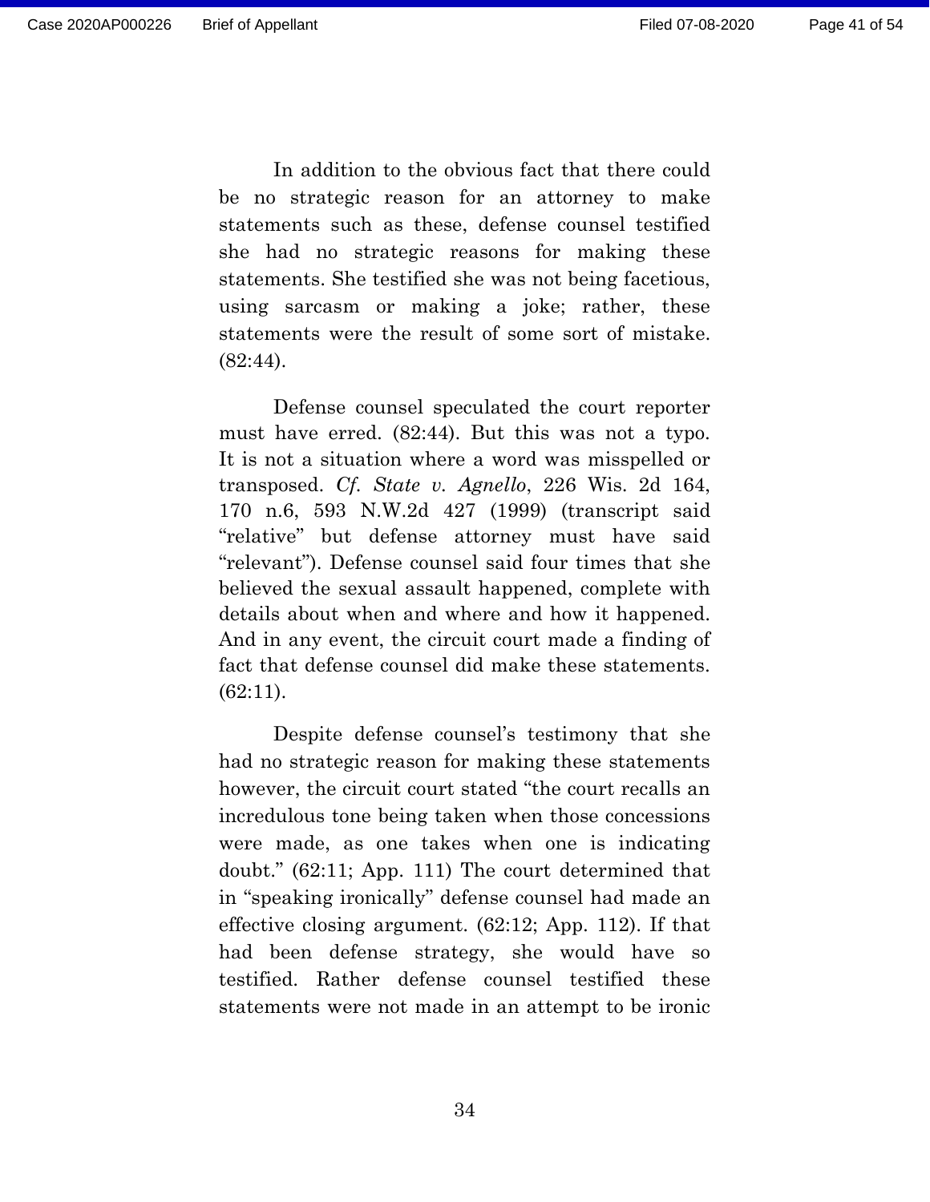In addition to the obvious fact that there could be no strategic reason for an attorney to make statements such as these, defense counsel testified she had no strategic reasons for making these statements. She testified she was not being facetious, using sarcasm or making a joke; rather, these statements were the result of some sort of mistake. (82:44).

Defense counsel speculated the court reporter must have erred. (82:44). But this was not a typo. It is not a situation where a word was misspelled or transposed. *Cf. State v. Agnello*, 226 Wis. 2d 164, 170 n.6, 593 N.W.2d 427 (1999) (transcript said "relative" but defense attorney must have said "relevant"). Defense counsel said four times that she believed the sexual assault happened, complete with details about when and where and how it happened. And in any event, the circuit court made a finding of fact that defense counsel did make these statements. (62:11).

Despite defense counsel's testimony that she had no strategic reason for making these statements however, the circuit court stated "the court recalls an incredulous tone being taken when those concessions were made, as one takes when one is indicating doubt." (62:11; App. 111) The court determined that in "speaking ironically" defense counsel had made an effective closing argument. (62:12; App. 112). If that had been defense strategy, she would have so testified. Rather defense counsel testified these statements were not made in an attempt to be ironic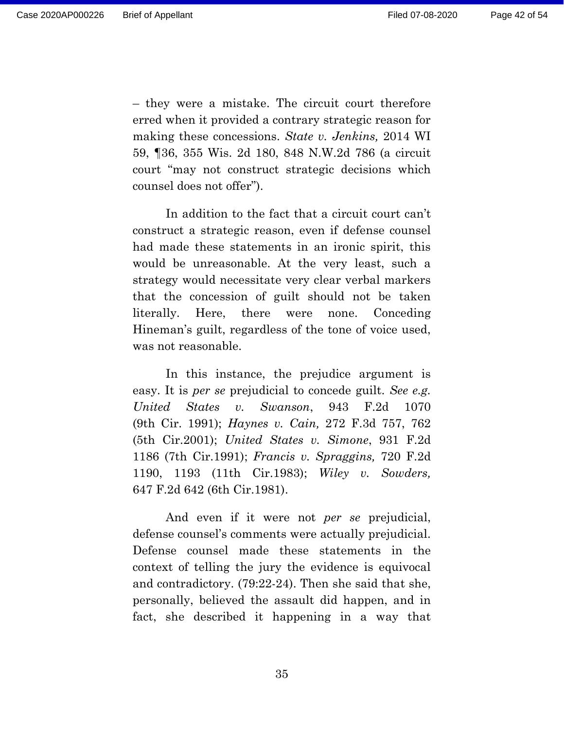– they were a mistake. The circuit court therefore erred when it provided a contrary strategic reason for making these concessions. *State v. Jenkins,* 2014 WI 59, ¶36, 355 Wis. 2d 180, 848 N.W.2d 786 (a circuit court "may not construct strategic decisions which counsel does not offer").

In addition to the fact that a circuit court can't construct a strategic reason, even if defense counsel had made these statements in an ironic spirit, this would be unreasonable. At the very least, such a strategy would necessitate very clear verbal markers that the concession of guilt should not be taken literally. Here, there were none. Conceding Hineman's guilt, regardless of the tone of voice used, was not reasonable.

In this instance, the prejudice argument is easy. It is *per se* prejudicial to concede guilt. *See e.g. United States v. Swanson*, 943 F.2d 1070 (9th Cir. 1991); *Haynes v. Cain,* 272 F.3d 757, 762 (5th Cir.2001); *United States v. Simone*, 931 F.2d 1186 (7th Cir.1991); *Francis v. Spraggins,* 720 F.2d 1190, 1193 (11th Cir.1983); *Wiley v. Sowders,* 647 F.2d 642 (6th Cir.1981).

And even if it were not *per se* prejudicial, defense counsel's comments were actually prejudicial. Defense counsel made these statements in the context of telling the jury the evidence is equivocal and contradictory. (79:22-24). Then she said that she, personally, believed the assault did happen, and in fact, she described it happening in a way that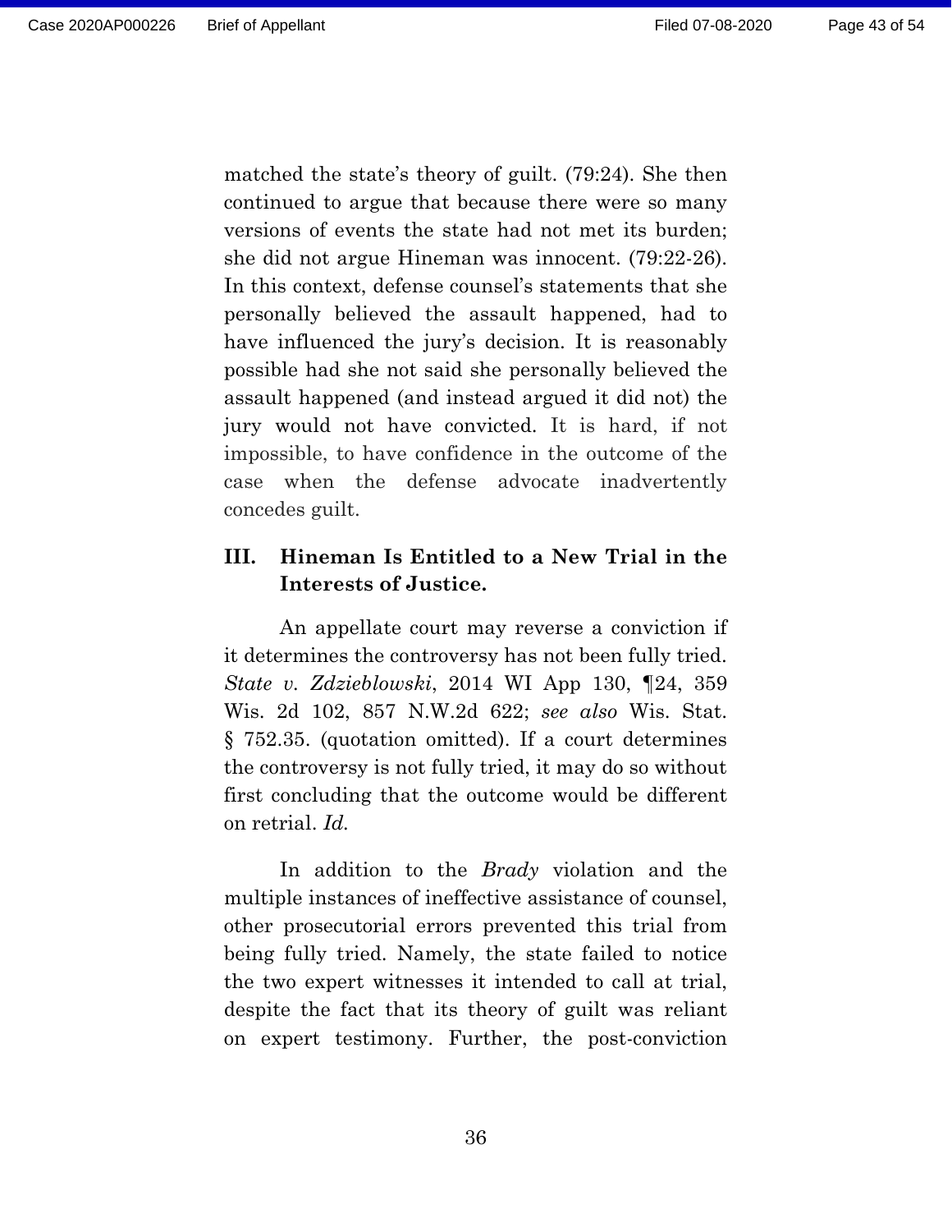matched the state's theory of guilt. (79:24). She then continued to argue that because there were so many versions of events the state had not met its burden; she did not argue Hineman was innocent. (79:22-26). In this context, defense counsel's statements that she personally believed the assault happened, had to have influenced the jury's decision. It is reasonably possible had she not said she personally believed the assault happened (and instead argued it did not) the jury would not have convicted. It is hard, if not impossible, to have confidence in the outcome of the case when the defense advocate inadvertently concedes guilt.

## III. Hineman Is Entitled to a New Trial in the Interests of Justice.

An appellate court may reverse a conviction if it determines the controversy has not been fully tried. *State v. Zdzieblowski*, 2014 WI App 130, ¶24, 359 Wis. 2d 102, 857 N.W.2d 622; *see also* Wis. Stat. § 752.35. (quotation omitted). If a court determines the controversy is not fully tried, it may do so without first concluding that the outcome would be different on retrial. *Id.*

In addition to the *Brady* violation and the multiple instances of ineffective assistance of counsel, other prosecutorial errors prevented this trial from being fully tried. Namely, the state failed to notice the two expert witnesses it intended to call at trial, despite the fact that its theory of guilt was reliant on expert testimony. Further, the post-conviction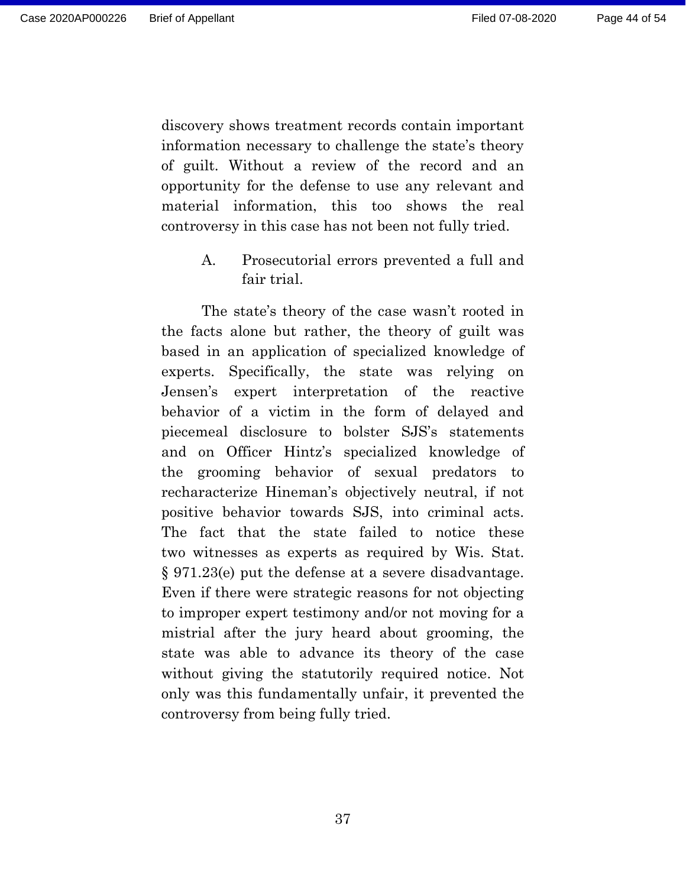discovery shows treatment records contain important information necessary to challenge the state's theory of guilt. Without a review of the record and an opportunity for the defense to use any relevant and material information, this too shows the real controversy in this case has not been not fully tried.

### A. Prosecutorial errors prevented a full and fair trial.

The state's theory of the case wasn't rooted in the facts alone but rather, the theory of guilt was based in an application of specialized knowledge of experts. Specifically, the state was relying on Jensen's expert interpretation of the reactive behavior of a victim in the form of delayed and piecemeal disclosure to bolster SJS's statements and on Officer Hintz's specialized knowledge of the grooming behavior of sexual predators to recharacterize Hineman's objectively neutral, if not positive behavior towards SJS, into criminal acts. The fact that the state failed to notice these two witnesses as experts as required by Wis. Stat. § 971.23(e) put the defense at a severe disadvantage. Even if there were strategic reasons for not objecting to improper expert testimony and/or not moving for a mistrial after the jury heard about grooming, the state was able to advance its theory of the case without giving the statutorily required notice. Not only was this fundamentally unfair, it prevented the controversy from being fully tried.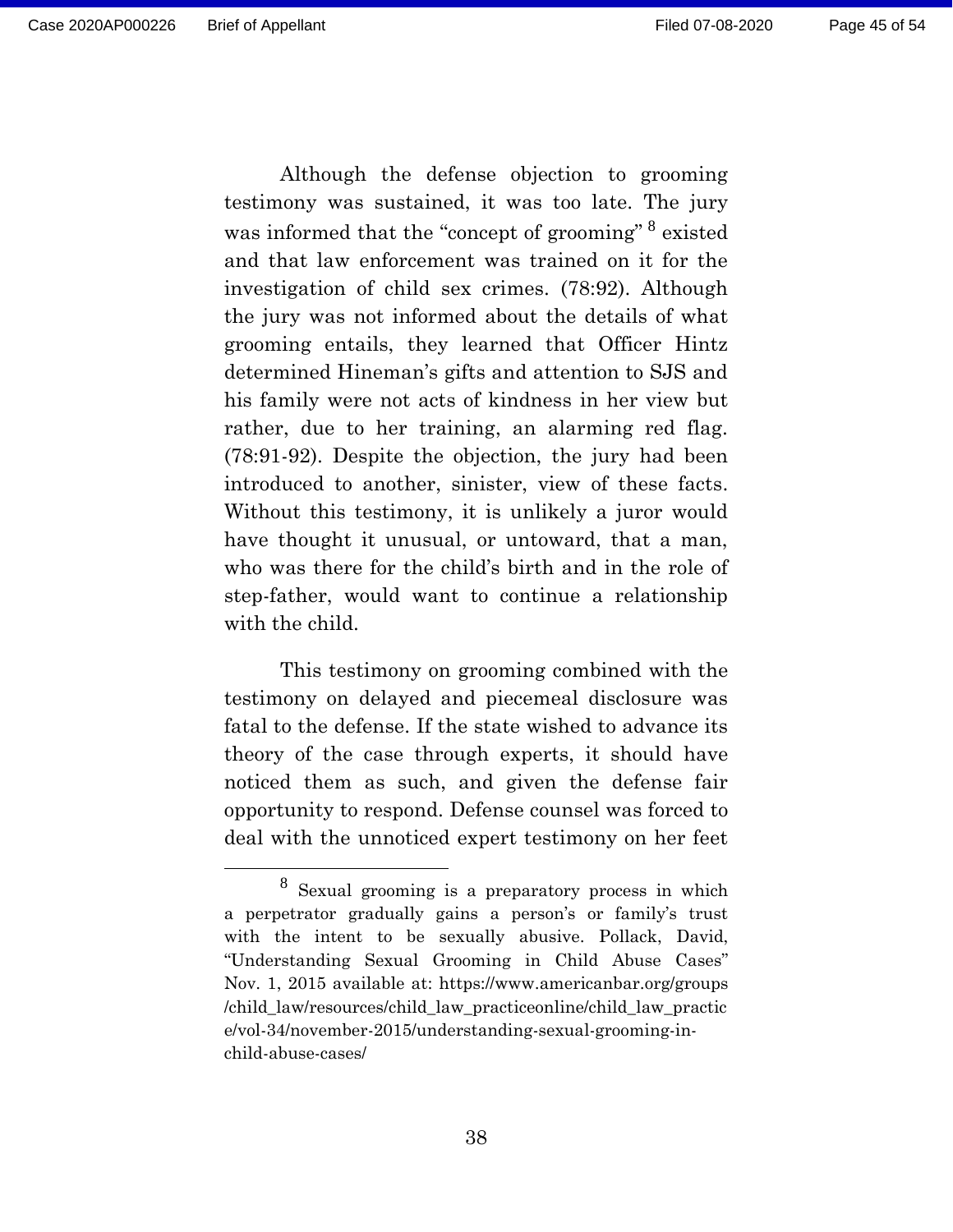Although the defense objection to grooming testimony was sustained, it was too late. The jury was informed that the "concept of grooming" [8] existed and that law enforcement was trained on it for the investigation of child sex crimes. (78:92). Although the jury was not informed about the details of what grooming entails, they learned that Officer Hintz determined Hineman's gifts and attention to SJS and his family were not acts of kindness in her view but rather, due to her training, an alarming red flag. (78:91-92). Despite the objection, the jury had been introduced to another, sinister, view of these facts. Without this testimony, it is unlikely a juror would have thought it unusual, or untoward, that a man, who was there for the child's birth and in the role of step-father, would want to continue a relationship with the child.

This testimony on grooming combined with the testimony on delayed and piecemeal disclosure was fatal to the defense. If the state wished to advance its theory of the case through experts, it should have noticed them as such, and given the defense fair opportunity to respond. Defense counsel was forced to deal with the unnoticed expert testimony on her feet

[8] Sexual grooming is a preparatory process in which a perpetrator gradually gains a person's or family's trust with the intent to be sexually abusive. Pollack, David, "Understanding Sexual Grooming in Child Abuse Cases" Nov. 1, 2015 available at: https://www.americanbar.org/groups/child_law/resources/child_law_practiceonline/child_law_practice/vol-34/november-2015/understanding-sexual-grooming-in-child-abuse-cases/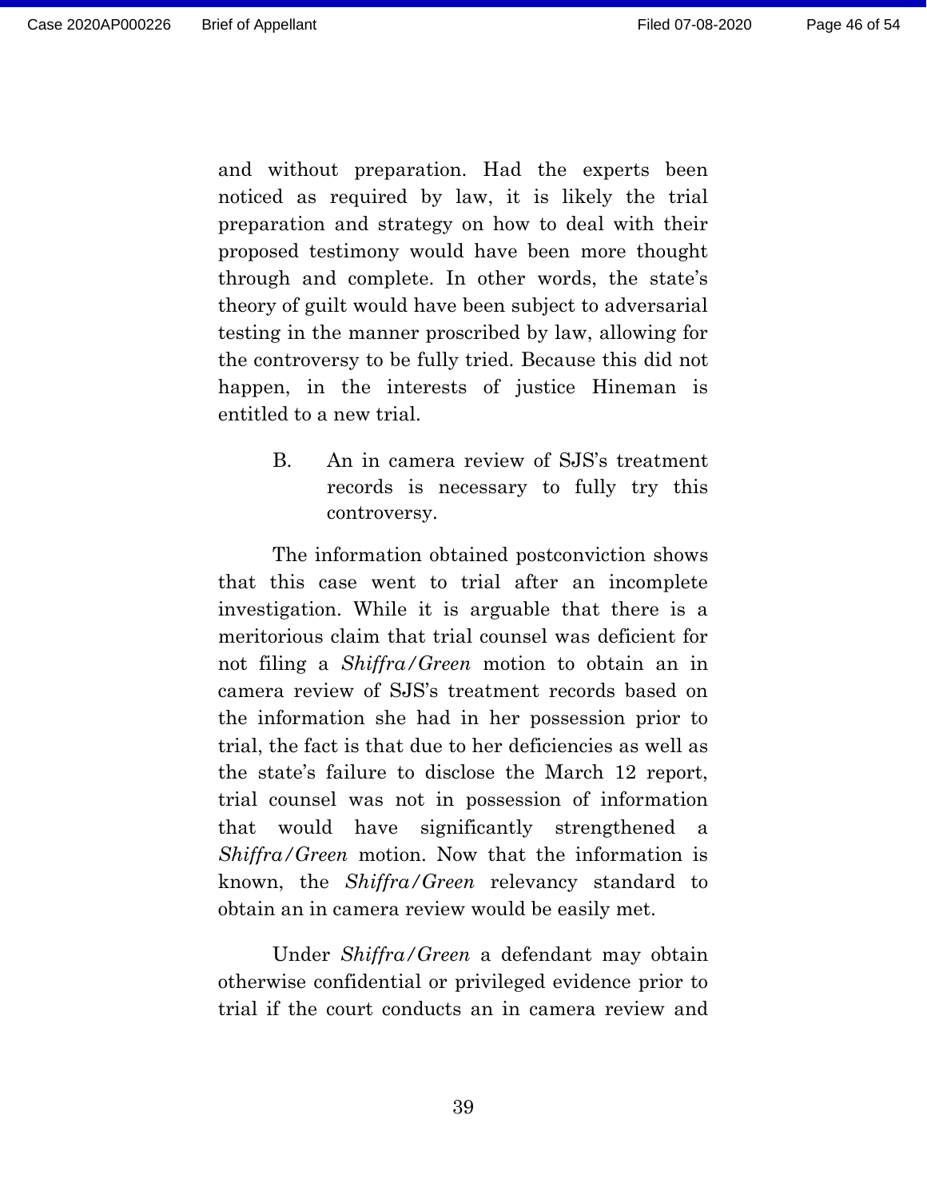and without preparation. Had the experts been noticed as required by law, it is likely the trial preparation and strategy on how to deal with their proposed testimony would have been more thought through and complete. In other words, the state's theory of guilt would have been subject to adversarial testing in the manner proscribed by law, allowing for the controversy to be fully tried. Because this did not happen, in the interests of justice Hineman is entitled to a new trial.

### B. An in camera review of SJS's treatment records is necessary to fully try this controversy.

The information obtained postconviction shows that this case went to trial after an incomplete investigation. While it is arguable that there is a meritorious claim that trial counsel was deficient for not filing a *Shiffra/Green* motion to obtain an in camera review of SJS's treatment records based on the information she had in her possession prior to trial, the fact is that due to her deficiencies as well as the state's failure to disclose the March 12 report, trial counsel was not in possession of information that would have significantly strengthened a *Shiffra/Green* motion. Now that the information is known, the *Shiffra/Green* relevancy standard to obtain an in camera review would be easily met.

Under *Shiffra/Green* a defendant may obtain otherwise confidential or privileged evidence prior to trial if the court conducts an in camera review and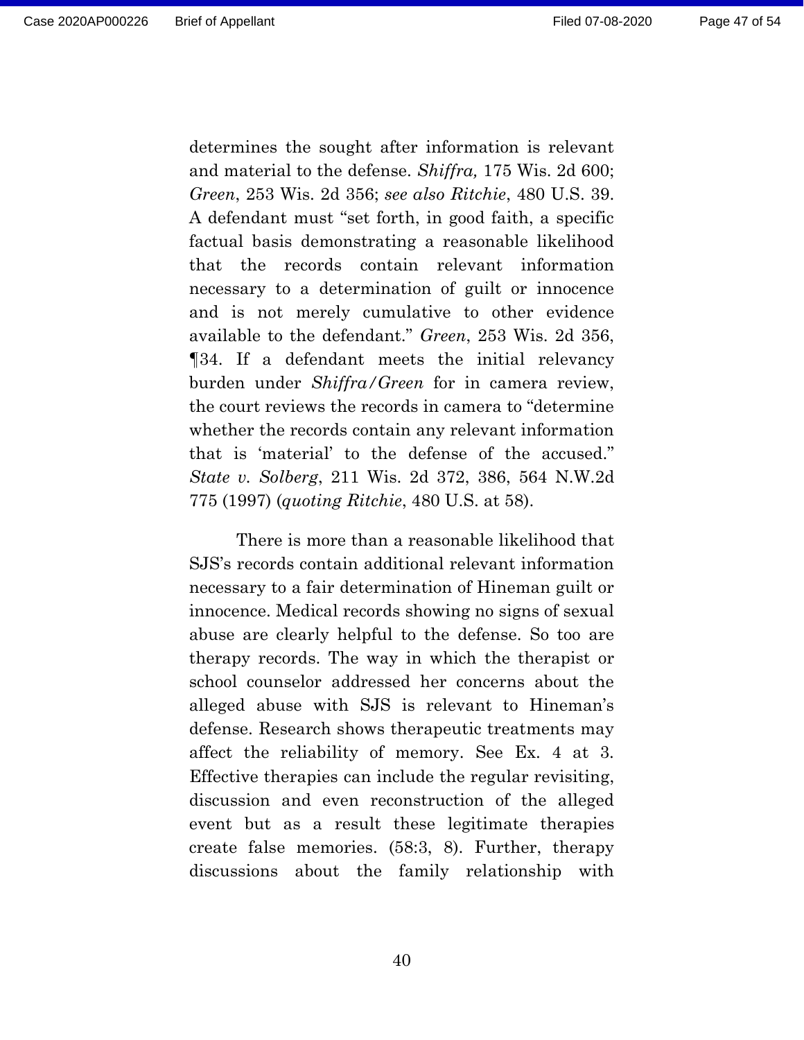determines the sought after information is relevant and material to the defense. *Shiffra,* 175 Wis. 2d 600; *Green*, 253 Wis. 2d 356; *see also Ritchie*, 480 U.S. 39. A defendant must "set forth, in good faith, a specific factual basis demonstrating a reasonable likelihood that the records contain relevant information necessary to a determination of guilt or innocence and is not merely cumulative to other evidence available to the defendant." *Green*, 253 Wis. 2d 356, ¶34. If a defendant meets the initial relevancy burden under *Shiffra/Green* for in camera review, the court reviews the records in camera to "determine whether the records contain any relevant information that is 'material' to the defense of the accused." *State v. Solberg*, 211 Wis. 2d 372, 386, 564 N.W.2d 775 (1997) (*quoting Ritchie*, 480 U.S. at 58).

There is more than a reasonable likelihood that SJS's records contain additional relevant information necessary to a fair determination of Hineman guilt or innocence. Medical records showing no signs of sexual abuse are clearly helpful to the defense. So too are therapy records. The way in which the therapist or school counselor addressed her concerns about the alleged abuse with SJS is relevant to Hineman's defense. Research shows therapeutic treatments may affect the reliability of memory. See Ex. 4 at 3. Effective therapies can include the regular revisiting, discussion and even reconstruction of the alleged event but as a result these legitimate therapies create false memories. (58:3, 8). Further, therapy discussions about the family relationship with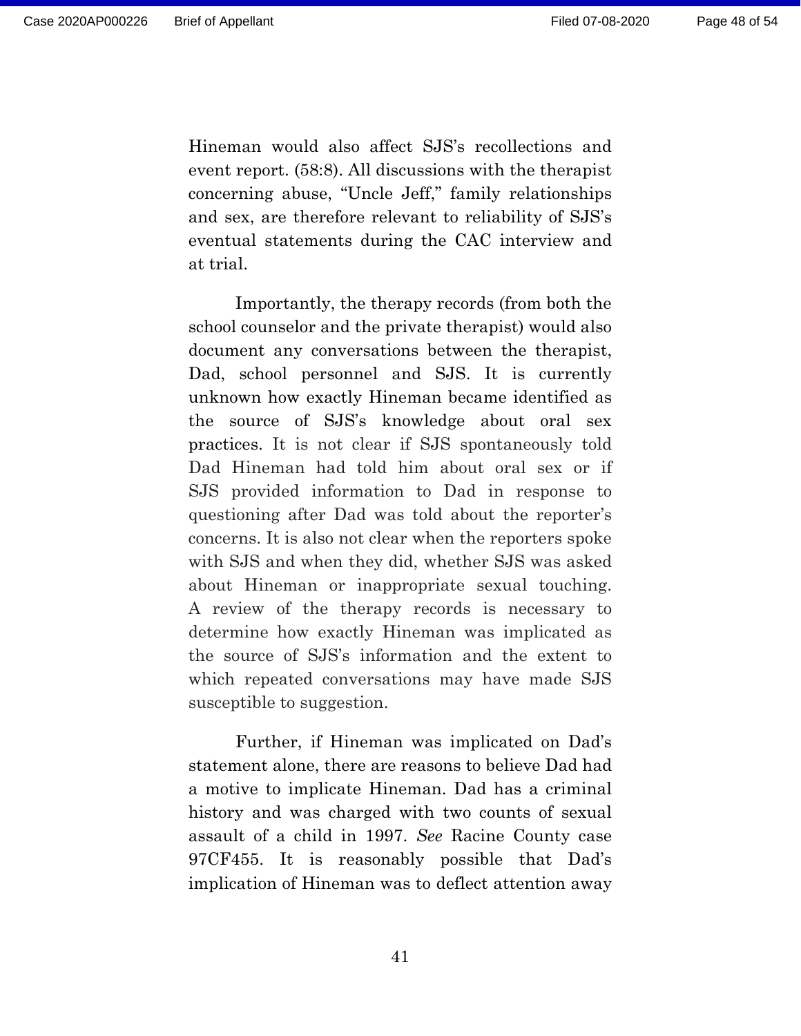Hineman would also affect SJS's recollections and event report. (58:8). All discussions with the therapist concerning abuse, "Uncle Jeff," family relationships and sex, are therefore relevant to reliability of SJS's eventual statements during the CAC interview and at trial.

Importantly, the therapy records (from both the school counselor and the private therapist) would also document any conversations between the therapist, Dad, school personnel and SJS. It is currently unknown how exactly Hineman became identified as the source of SJS's knowledge about oral sex practices. It is not clear if SJS spontaneously told Dad Hineman had told him about oral sex or if SJS provided information to Dad in response to questioning after Dad was told about the reporter's concerns. It is also not clear when the reporters spoke with SJS and when they did, whether SJS was asked about Hineman or inappropriate sexual touching. A review of the therapy records is necessary to determine how exactly Hineman was implicated as the source of SJS's information and the extent to which repeated conversations may have made SJS susceptible to suggestion.

Further, if Hineman was implicated on Dad's statement alone, there are reasons to believe Dad had a motive to implicate Hineman. Dad has a criminal history and was charged with two counts of sexual assault of a child in 1997. *See* Racine County case 97CF455. It is reasonably possible that Dad's implication of Hineman was to deflect attention away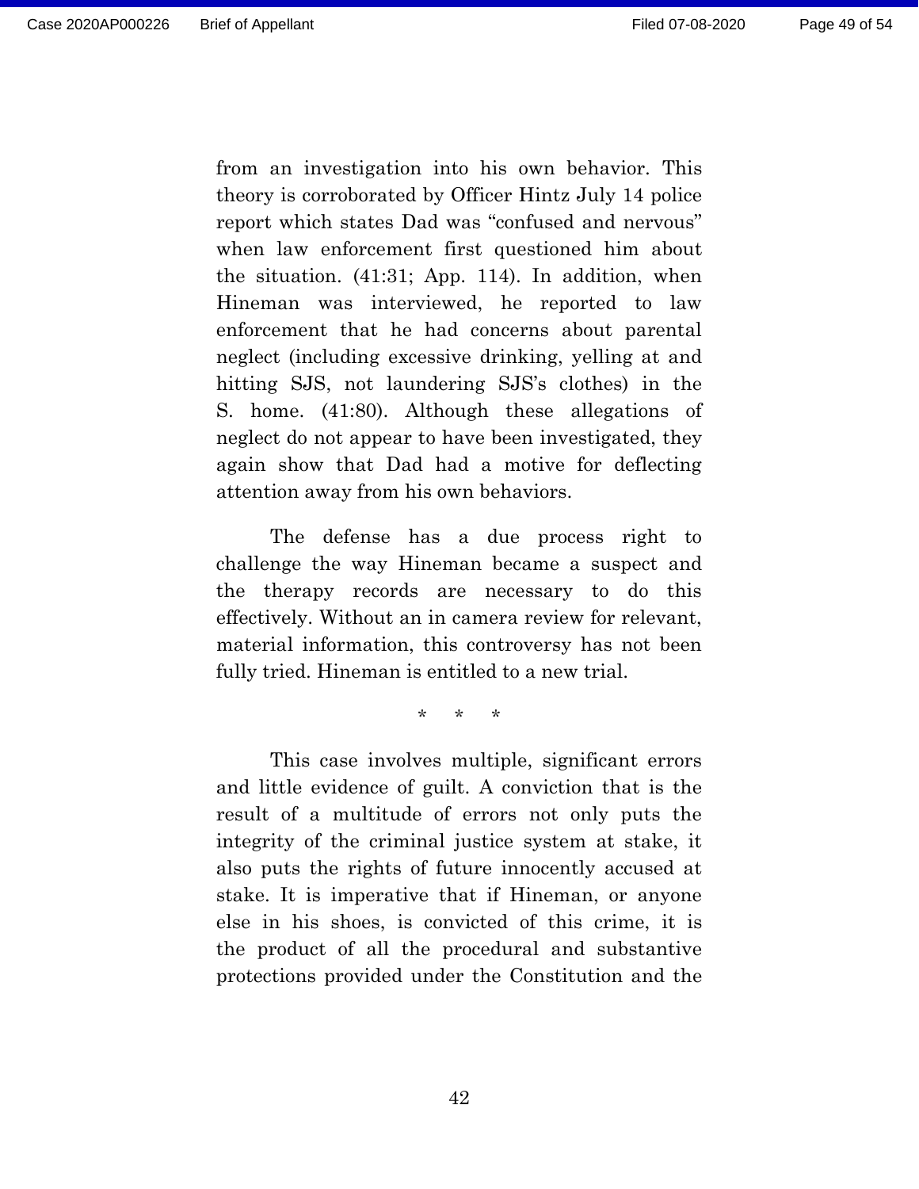from an investigation into his own behavior. This theory is corroborated by Officer Hintz July 14 police report which states Dad was "confused and nervous" when law enforcement first questioned him about the situation. (41:31; App. 114). In addition, when Hineman was interviewed, he reported to law enforcement that he had concerns about parental neglect (including excessive drinking, yelling at and hitting SJS, not laundering SJS's clothes) in the S. home. (41:80). Although these allegations of neglect do not appear to have been investigated, they again show that Dad had a motive for deflecting attention away from his own behaviors.

The defense has a due process right to challenge the way Hineman became a suspect and the therapy records are necessary to do this effectively. Without an in camera review for relevant, material information, this controversy has not been fully tried. Hineman is entitled to a new trial.

\* \* \*

This case involves multiple, significant errors and little evidence of guilt. A conviction that is the result of a multitude of errors not only puts the integrity of the criminal justice system at stake, it also puts the rights of future innocently accused at stake. It is imperative that if Hineman, or anyone else in his shoes, is convicted of this crime, it is the product of all the procedural and substantive protections provided under the Constitution and the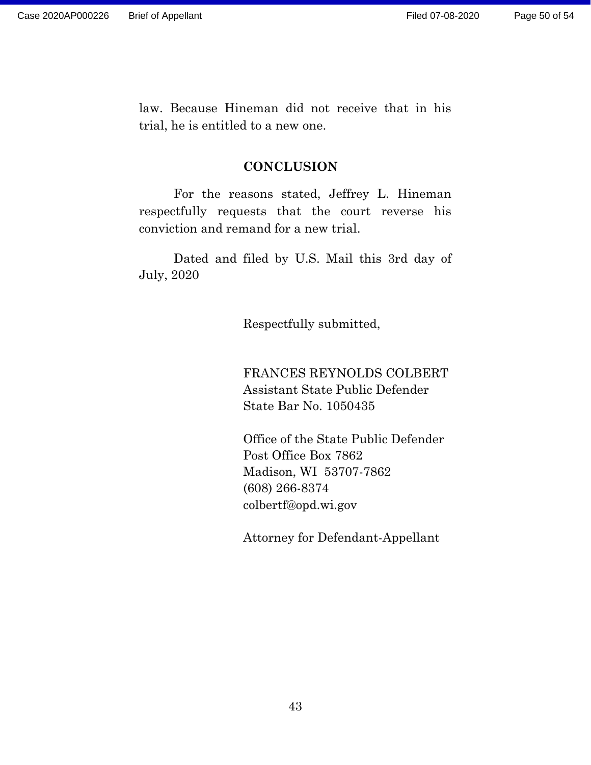law. Because Hineman did not receive that in his trial, he is entitled to a new one.

## CONCLUSION

For the reasons stated, Jeffrey L. Hineman respectfully requests that the court reverse his conviction and remand for a new trial.

Dated and filed by U.S. Mail this 3rd day of July, 2020

Respectfully submitted,

FRANCES REYNOLDS COLBERT
Assistant State Public Defender
State Bar No. 1050435

Office of the State Public Defender
Post Office Box 7862
Madison, WI 53707-7862
(608) 266-8374
colbertf@opd.wi.gov

Attorney for Defendant-Appellant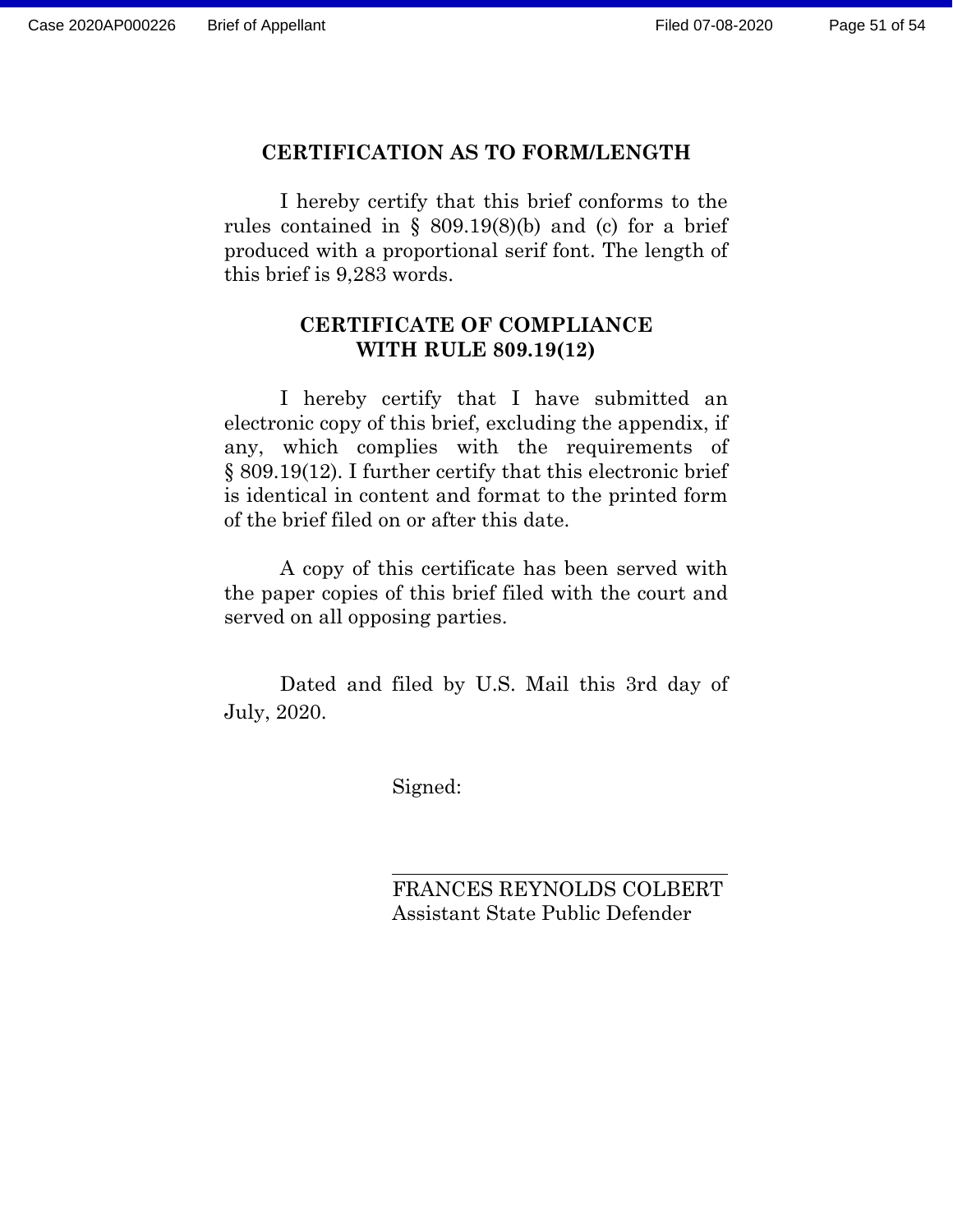## CERTIFICATION AS TO FORM/LENGTH

I hereby certify that this brief conforms to the rules contained in § 809.19(8)(b) and (c) for a brief produced with a proportional serif font. The length of this brief is 9,283 words.

## CERTIFICATE OF COMPLIANCE WITH RULE 809.19(12)

I hereby certify that I have submitted an electronic copy of this brief, excluding the appendix, if any, which complies with the requirements of § 809.19(12). I further certify that this electronic brief is identical in content and format to the printed form of the brief filed on or after this date.

A copy of this certificate has been served with the paper copies of this brief filed with the court and served on all opposing parties.

Dated and filed by U.S. Mail this 3rd day of July, 2020.

Signed:

FRANCES REYNOLDS COLBERT
Assistant State Public Defender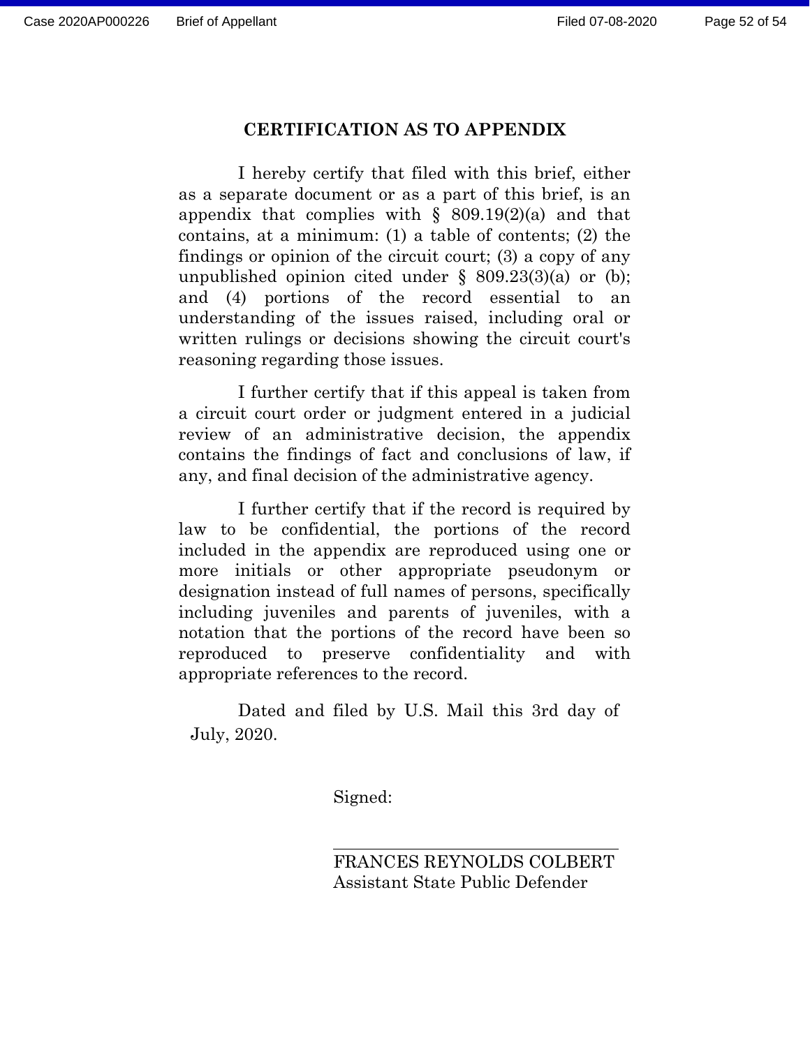## CERTIFICATION AS TO APPENDIX

I hereby certify that filed with this brief, either as a separate document or as a part of this brief, is an appendix that complies with § 809.19(2)(a) and that contains, at a minimum: (1) a table of contents; (2) the findings or opinion of the circuit court; (3) a copy of any unpublished opinion cited under § 809.23(3)(a) or (b); and (4) portions of the record essential to an understanding of the issues raised, including oral or written rulings or decisions showing the circuit court's reasoning regarding those issues.

I further certify that if this appeal is taken from a circuit court order or judgment entered in a judicial review of an administrative decision, the appendix contains the findings of fact and conclusions of law, if any, and final decision of the administrative agency.

I further certify that if the record is required by law to be confidential, the portions of the record included in the appendix are reproduced using one or more initials or other appropriate pseudonym or designation instead of full names of persons, specifically including juveniles and parents of juveniles, with a notation that the portions of the record have been so reproduced to preserve confidentiality and with appropriate references to the record.

Dated and filed by U.S. Mail this 3rd day of July, 2020.

Signed:

FRANCES REYNOLDS COLBERT
Assistant State Public Defender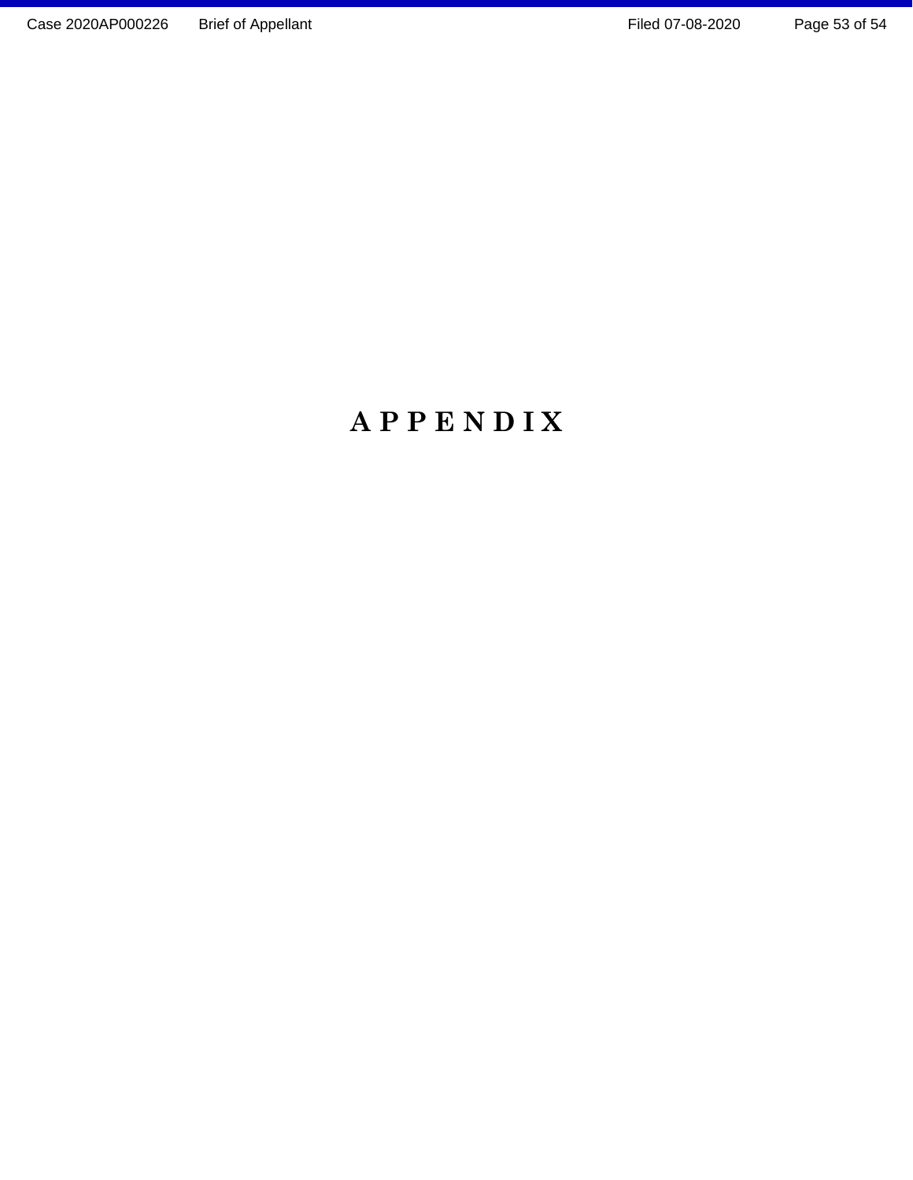# APPENDIX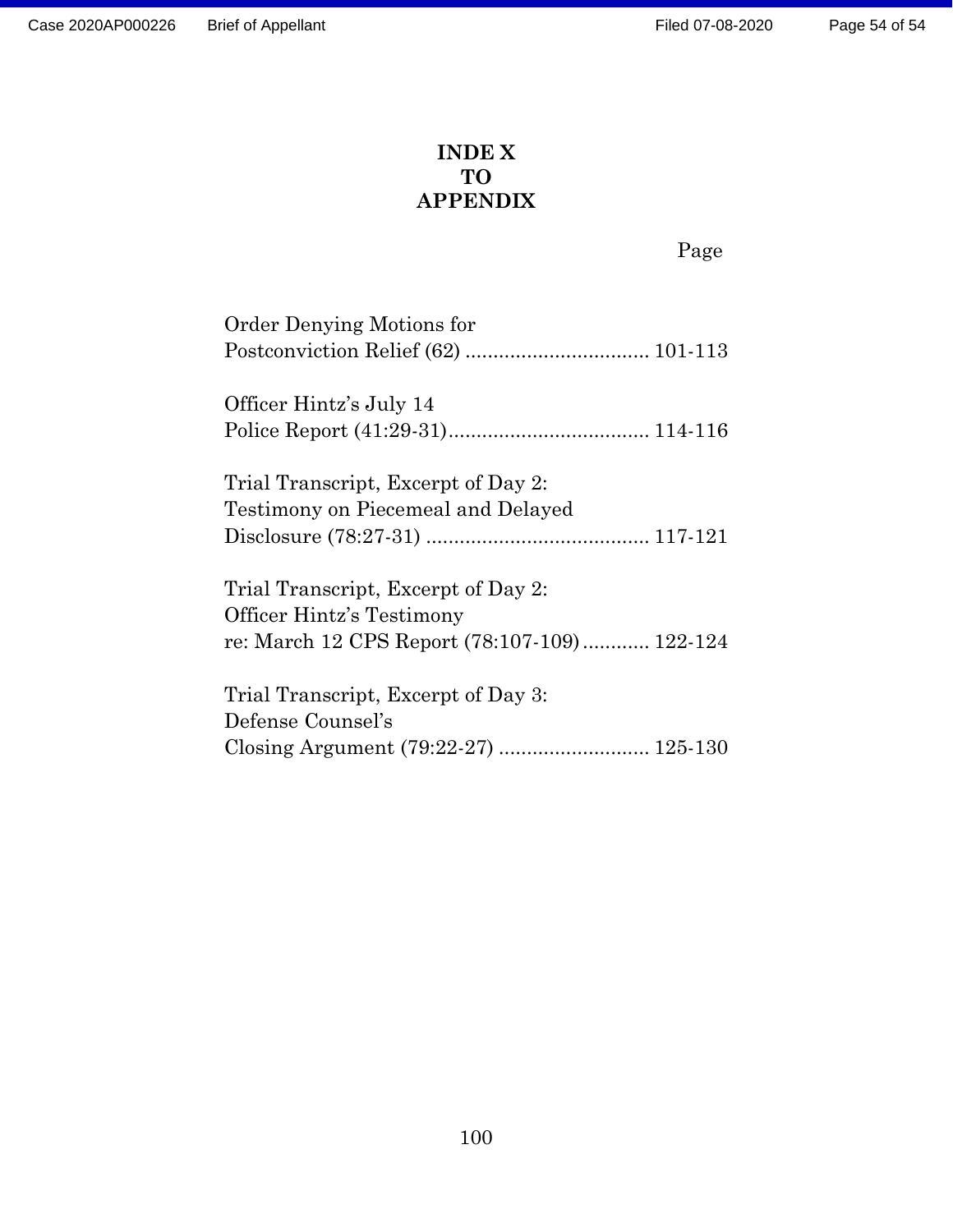# INDE X TO APPENDIX

Page

Order Denying Motions for Postconviction Relief (62) ................................. 101-113

Officer Hintz's July 14 Police Report (41:29-31).................................... 114-116

Trial Transcript, Excerpt of Day 2: Testimony on Piecemeal and Delayed Disclosure (78:27-31) ........................................ 117-121

Trial Transcript, Excerpt of Day 2: Officer Hintz's Testimony re: March 12 CPS Report (78:107-109)............ 122-124

Trial Transcript, Excerpt of Day 3: Defense Counsel's Closing Argument (79:22-27) ........................... 125-130